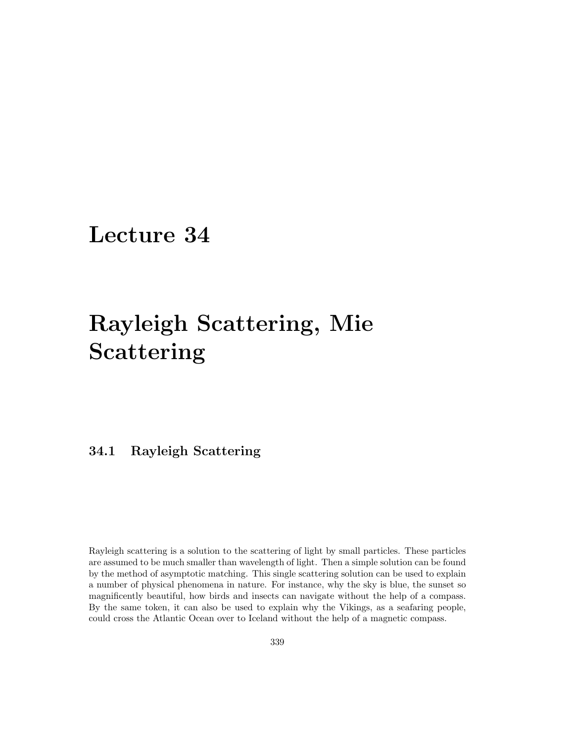# Lecture 34

# Rayleigh Scattering, Mie Scattering

## 34.1 Rayleigh Scattering

Rayleigh scattering is a solution to the scattering of light by small particles. These particles are assumed to be much smaller than wavelength of light. Then a simple solution can be found by the method of asymptotic matching. This single scattering solution can be used to explain a number of physical phenomena in nature. For instance, why the sky is blue, the sunset so magnificently beautiful, how birds and insects can navigate without the help of a compass. By the same token, it can also be used to explain why the Vikings, as a seafaring people, could cross the Atlantic Ocean over to Iceland without the help of a magnetic compass.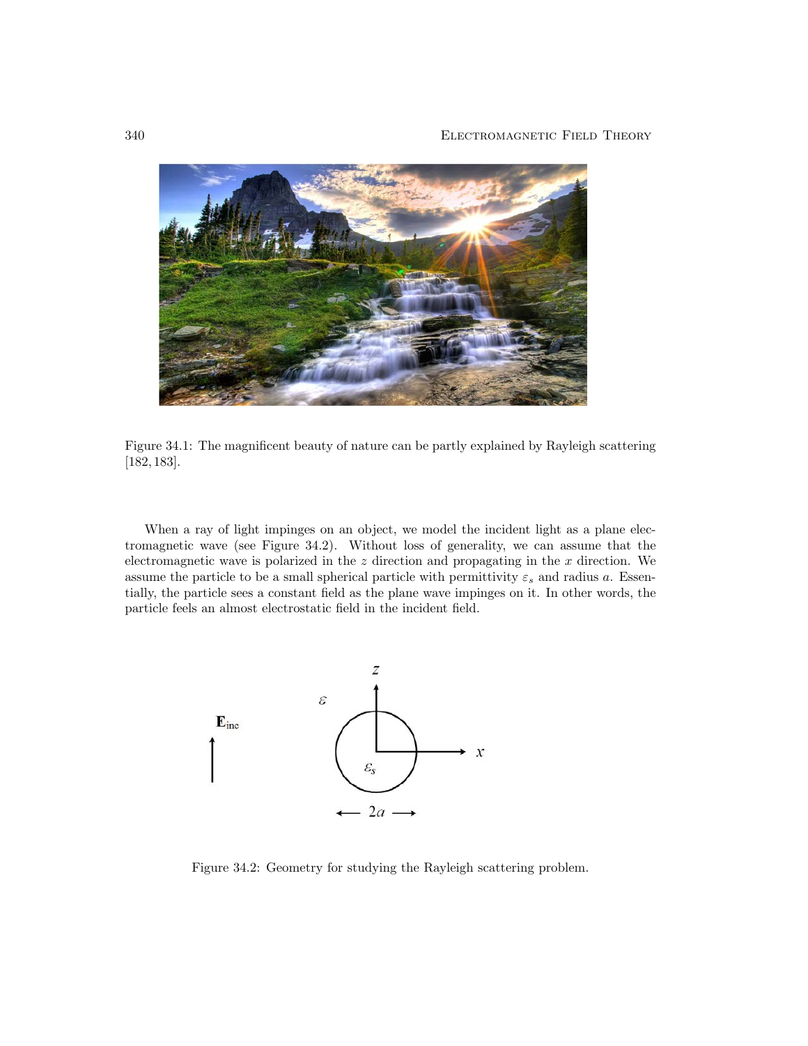Figure 34.1: The magnificent beauty of nature can be partly explained by Rayleigh scattering [182, 183].

When a ray of light impinges on an object, we model the incident light as a plane electromagnetic wave (see Figure 34.2). Without loss of generality, we can assume that the electromagnetic wave is polarized in the $z$ direction and propagating in the $x$ direction. We assume the particle to be a small spherical particle with permittivity $\varepsilon_s$ and radius $a$. Essentially, the particle sees a constant field as the plane wave impinges on it. In other words, the particle feels an almost electrostatic field in the incident field.

Figure 34.2: Geometry for studying the Rayleigh scattering problem.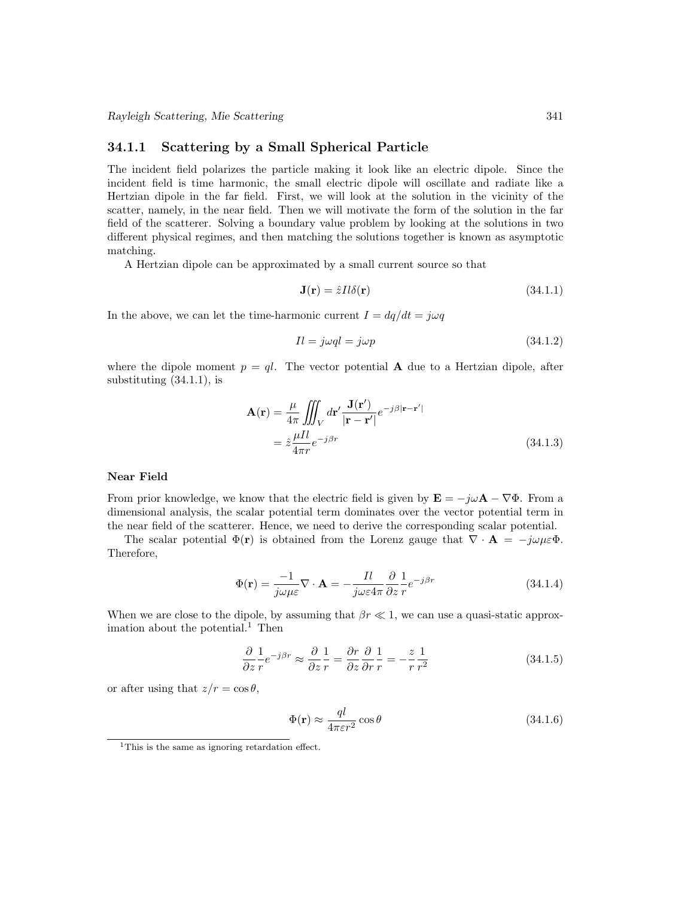### 34.1.1 Scattering by a Small Spherical Particle

The incident field polarizes the particle making it look like an electric dipole. Since the incident field is time harmonic, the small electric dipole will oscillate and radiate like a Hertzian dipole in the far field. First, we will look at the solution in the vicinity of the scatter, namely, in the near field. Then we will motivate the form of the solution in the far field of the scatterer. Solving a boundary value problem by looking at the solutions in two different physical regimes, and then matching the solutions together is known as asymptotic matching.

A Hertzian dipole can be approximated by a small current source so that

$$\mathbf{J}(\mathbf{r}) = \hat{z} I l \delta(\mathbf{r}) \tag{34.1.1}$$

In the above, we can let the time-harmonic current $I = dq/dt = j\omega q$

$$Il = j\omega q l = j\omega p \tag{34.1.2}$$

where the dipole moment $p = ql$. The vector potential $\mathbf{A}$ due to a Hertzian dipole, after substituting (34.1.1), is

$$\begin{aligned}\mathbf{A}(\mathbf{r}) &= \frac{\mu}{4\pi} \iiint_V d\mathbf{r}' \frac{\mathbf{J}(\mathbf{r}')}{|\mathbf{r}-\mathbf{r}'|} e^{-j\beta|\mathbf{r}-\mathbf{r}'|} \\ &= \hat{z} \frac{\mu I l}{4\pi r} e^{-j\beta r}\end{aligned} \tag{34.1.3}$$

**Near Field**

From prior knowledge, we know that the electric field is given by $\mathbf{E} = -j\omega \mathbf{A} - \nabla \Phi$. From a dimensional analysis, the scalar potential term dominates over the vector potential term in the near field of the scatterer. Hence, we need to derive the corresponding scalar potential.

The scalar potential $\Phi(\mathbf{r})$ is obtained from the Lorenz gauge that $\nabla \cdot \mathbf{A} = -j\omega\mu\varepsilon\Phi$. Therefore,

$$\Phi(\mathbf{r}) = \frac{-1}{j\omega\mu\varepsilon} \nabla \cdot \mathbf{A} = -\frac{Il}{j\omega\varepsilon 4\pi} \frac{\partial}{\partial z} \frac{1}{r} e^{-j\beta r} \tag{34.1.4}$$

When we are close to the dipole, by assuming that $\beta r \ll 1$, we can use a quasi-static approximation about the potential.[1] Then

$$\frac{\partial}{\partial z} \frac{1}{r} e^{-j\beta r} \approx \frac{\partial}{\partial z} \frac{1}{r} = \frac{\partial r}{\partial z} \frac{\partial}{\partial r} \frac{1}{r} = -\frac{z}{r} \frac{1}{r^2} \tag{34.1.5}$$

or after using that $z/r = \cos\theta$,

$$\Phi(\mathbf{r}) \approx \frac{ql}{4\pi\varepsilon r^2} \cos\theta \tag{34.1.6}$$

[1] This is the same as ignoring retardation effect.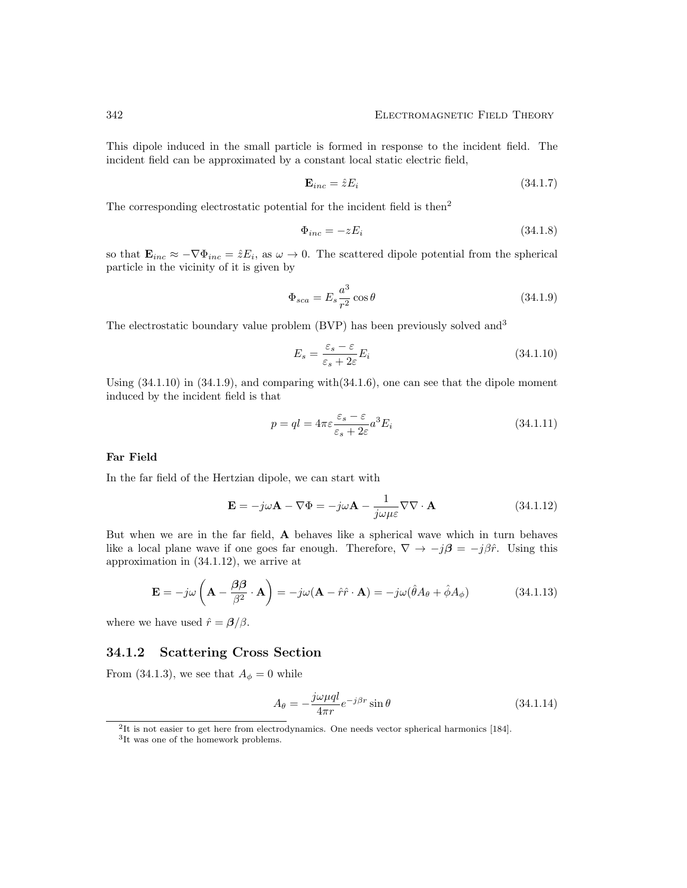This dipole induced in the small particle is formed in response to the incident field. The incident field can be approximated by a constant local static electric field,

$$\mathbf{E}_{inc} = \hat{z}E_i \tag{34.1.7}$$

The corresponding electrostatic potential for the incident field is then[2]

$$\Phi_{inc} = -zE_i \tag{34.1.8}$$

so that $\mathbf{E}_{inc} \approx -\nabla\Phi_{inc} = \hat{z}E_i$, as $\omega \to 0$. The scattered dipole potential from the spherical particle in the vicinity of it is given by

$$\Phi_{sca} = E_s \frac{a^3}{r^2}\cos\theta \tag{34.1.9}$$

The electrostatic boundary value problem (BVP) has been previously solved and[3]

$$E_s = \frac{\varepsilon_s - \varepsilon}{\varepsilon_s + 2\varepsilon} E_i \tag{34.1.10}$$

Using (34.1.10) in (34.1.9), and comparing with(34.1.6), one can see that the dipole moment induced by the incident field is that

$$p = ql = 4\pi\varepsilon \frac{\varepsilon_s - \varepsilon}{\varepsilon_s + 2\varepsilon} a^3 E_i \tag{34.1.11}$$

**Far Field**

In the far field of the Hertzian dipole, we can start with

$$\mathbf{E} = -j\omega\mathbf{A} - \nabla\Phi = -j\omega\mathbf{A} - \frac{1}{j\omega\mu\varepsilon}\nabla\nabla\cdot\mathbf{A} \tag{34.1.12}$$

But when we are in the far field, $\mathbf{A}$ behaves like a spherical wave which in turn behaves like a local plane wave if one goes far enough. Therefore, $\nabla \to -j\boldsymbol{\beta} = -j\beta\hat{r}$. Using this approximation in (34.1.12), we arrive at

$$\mathbf{E} = -j\omega\left(\mathbf{A} - \frac{\boldsymbol{\beta}\boldsymbol{\beta}}{\beta^2}\cdot\mathbf{A}\right) = -j\omega(\mathbf{A} - \hat{r}\hat{r}\cdot\mathbf{A}) = -j\omega(\hat{\theta}A_\theta + \hat{\phi}A_\phi) \tag{34.1.13}$$

where we have used $\hat{r} = \boldsymbol{\beta}/\beta$.

### 34.1.2 Scattering Cross Section

From (34.1.3), we see that $A_\phi = 0$ while

$$A_\theta = -\frac{j\omega\mu ql}{4\pi r}e^{-j\beta r}\sin\theta \tag{34.1.14}$$

[2] It is not easier to get here from electrodynamics. One needs vector spherical harmonics [184].

[3] It was one of the homework problems.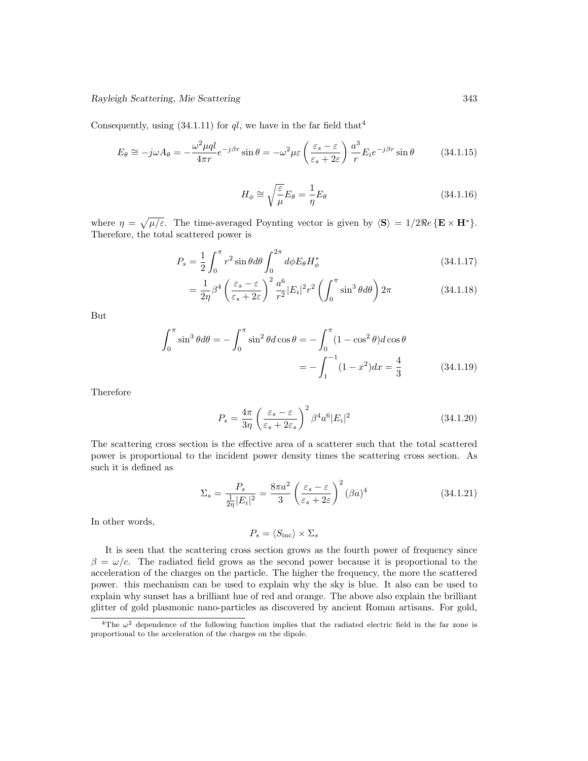Consequently, using (34.1.11) for $ql$, we have in the far field that[4]

$$E_\theta \cong -j\omega A_\theta = -\frac{\omega^2 \mu q l}{4\pi r} e^{-j\beta r} \sin\theta = -\omega^2 \mu \varepsilon \left(\frac{\varepsilon_s - \varepsilon}{\varepsilon_s + 2\varepsilon}\right) \frac{a^3}{r} E_i e^{-j\beta r} \sin\theta \tag{34.1.15}$$

$$H_\phi \cong \sqrt{\frac{\varepsilon}{\mu}} E_\theta = \frac{1}{\eta} E_\theta \tag{34.1.16}$$

where $\eta = \sqrt{\mu/\varepsilon}$. The time-averaged Poynting vector is given by $\langle \mathbf{S} \rangle = 1/2\Re e\{\mathbf{E} \times \mathbf{H}^*\}$. Therefore, the total scattered power is

$$P_s = \frac{1}{2}\int_0^\pi r^2 \sin\theta d\theta \int_0^{2\pi} d\phi E_\theta H_\phi^* \tag{34.1.17}$$

$$= \frac{1}{2\eta}\beta^4 \left(\frac{\varepsilon_s - \varepsilon}{\varepsilon_s + 2\varepsilon}\right)^2 \frac{a^6}{r^2} |E_i|^2 r^2 \left(\int_0^\pi \sin^3\theta d\theta\right) 2\pi \tag{34.1.18}$$

But

$$\int_0^\pi \sin^3\theta d\theta = -\int_0^\pi \sin^2\theta d\cos\theta = -\int_0^\pi (1 - \cos^2\theta) d\cos\theta = -\int_1^{-1} (1 - x^2) dx = \frac{4}{3} \tag{34.1.19}$$

Therefore

$$P_s = \frac{4\pi}{3\eta}\left(\frac{\varepsilon_s - \varepsilon}{\varepsilon_s + 2\varepsilon_s}\right)^2 \beta^4 a^6 |E_i|^2 \tag{34.1.20}$$

The scattering cross section is the effective area of a scatterer such that the total scattered power is proportional to the incident power density times the scattering cross section. As such it is defined as

$$\Sigma_s = \frac{P_s}{\frac{1}{2\eta}|E_i|^2} = \frac{8\pi a^2}{3}\left(\frac{\varepsilon_s - \varepsilon}{\varepsilon_s + 2\varepsilon}\right)^2 (\beta a)^4 \tag{34.1.21}$$

In other words,

$$P_s = \langle S_{\text{inc}} \rangle \times \Sigma_s$$

It is seen that the scattering cross section grows as the fourth power of frequency since $\beta = \omega/c$. The radiated field grows as the second power because it is proportional to the acceleration of the charges on the particle. The higher the frequency, the more the scattered power. this mechanism can be used to explain why the sky is blue. It also can be used to explain why sunset has a brilliant hue of red and orange. The above also explain the brilliant glitter of gold plasmonic nano-particles as discovered by ancient Roman artisans. For gold,

[4] The $\omega^2$ dependence of the following function implies that the radiated electric field in the far zone is proportional to the acceleration of the charges on the dipole.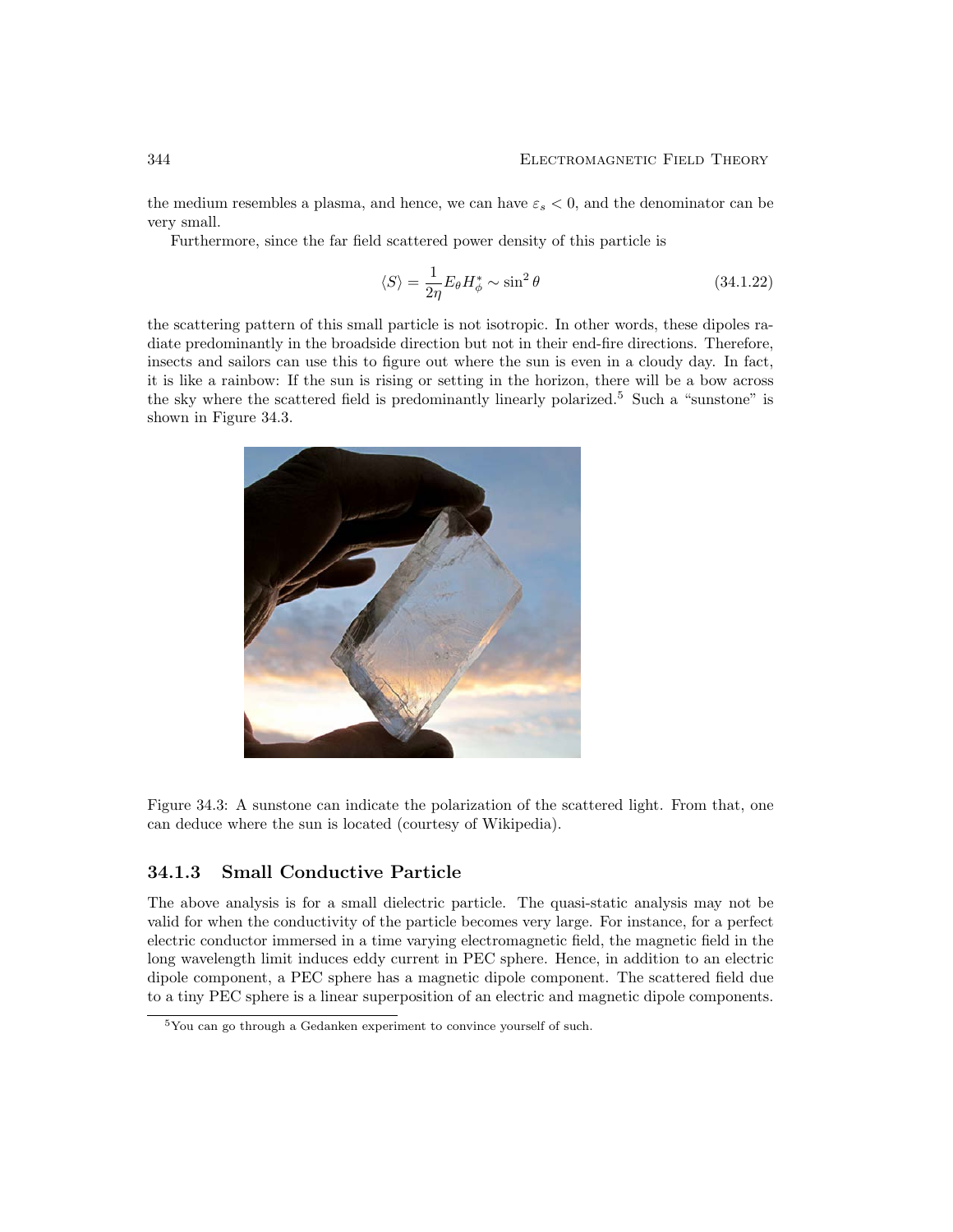the medium resembles a plasma, and hence, we can have $\varepsilon_s < 0$, and the denominator can be very small.

Furthermore, since the far field scattered power density of this particle is

$$\langle S \rangle = \frac{1}{2\eta} E_\theta H_\phi^* \sim \sin^2\theta \tag{34.1.22}$$

the scattering pattern of this small particle is not isotropic. In other words, these dipoles radiate predominantly in the broadside direction but not in their end-fire directions. Therefore, insects and sailors can use this to figure out where the sun is even in a cloudy day. In fact, it is like a rainbow: If the sun is rising or setting in the horizon, there will be a bow across the sky where the scattered field is predominantly linearly polarized.[5] Such a "sunstone" is shown in Figure 34.3.

Figure 34.3: A sunstone can indicate the polarization of the scattered light. From that, one can deduce where the sun is located (courtesy of Wikipedia).

### 34.1.3 Small Conductive Particle

The above analysis is for a small dielectric particle. The quasi-static analysis may not be valid for when the conductivity of the particle becomes very large. For instance, for a perfect electric conductor immersed in a time varying electromagnetic field, the magnetic field in the long wavelength limit induces eddy current in PEC sphere. Hence, in addition to an electric dipole component, a PEC sphere has a magnetic dipole component. The scattered field due to a tiny PEC sphere is a linear superposition of an electric and magnetic dipole components.

[5] You can go through a Gedanken experiment to convince yourself of such.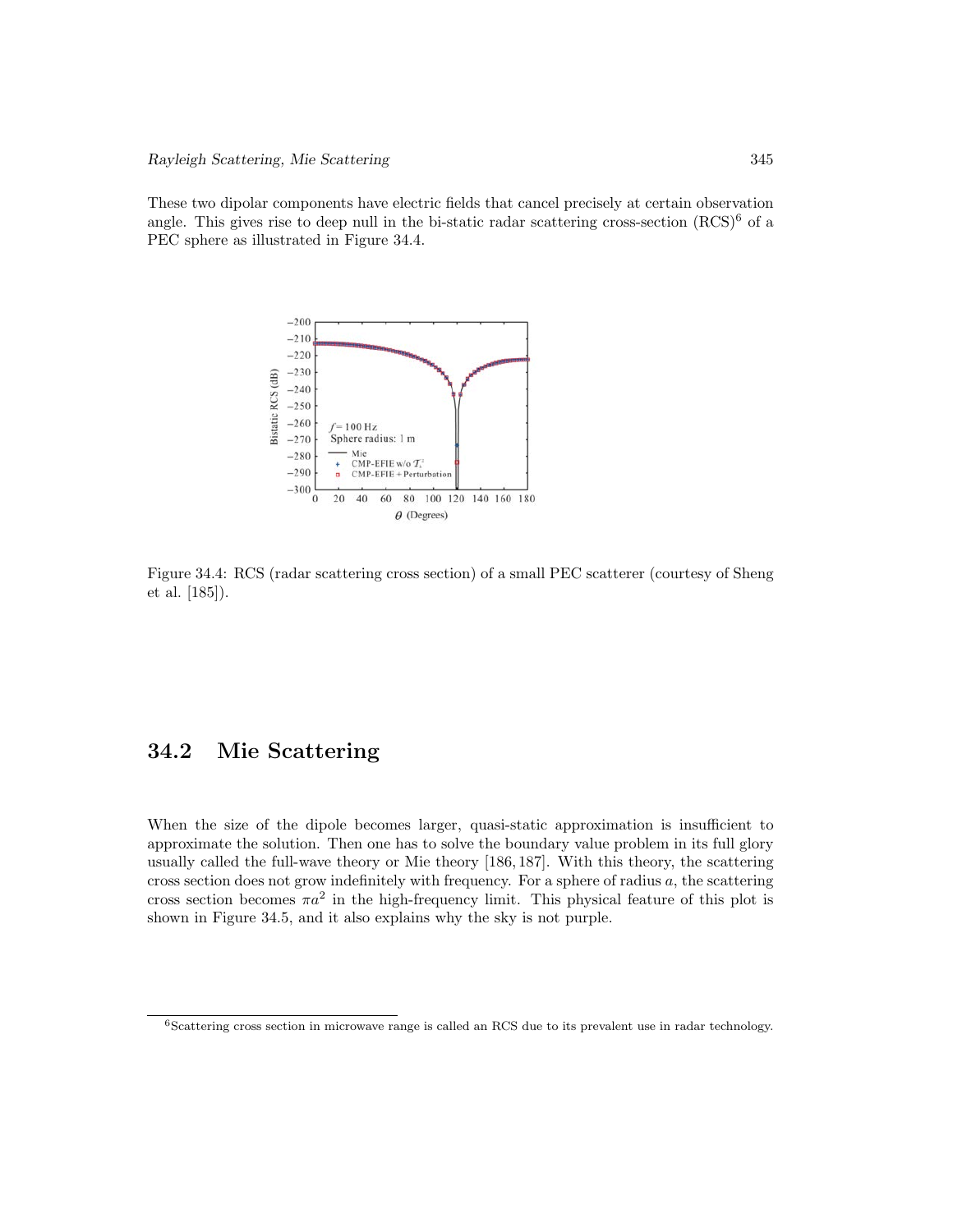These two dipolar components have electric fields that cancel precisely at certain observation angle. This gives rise to deep null in the bi-static radar scattering cross-section (RCS)[6] of a PEC sphere as illustrated in Figure 34.4.

Figure 34.4: RCS (radar scattering cross section) of a small PEC scatterer (courtesy of Sheng et al. [185]).

## 34.2 Mie Scattering

When the size of the dipole becomes larger, quasi-static approximation is insufficient to approximate the solution. Then one has to solve the boundary value problem in its full glory usually called the full-wave theory or Mie theory [186, 187]. With this theory, the scattering cross section does not grow indefinitely with frequency. For a sphere of radius $a$, the scattering cross section becomes $\pi a^2$ in the high-frequency limit. This physical feature of this plot is shown in Figure 34.5, and it also explains why the sky is not purple.

[6]Scattering cross section in microwave range is called an RCS due to its prevalent use in radar technology.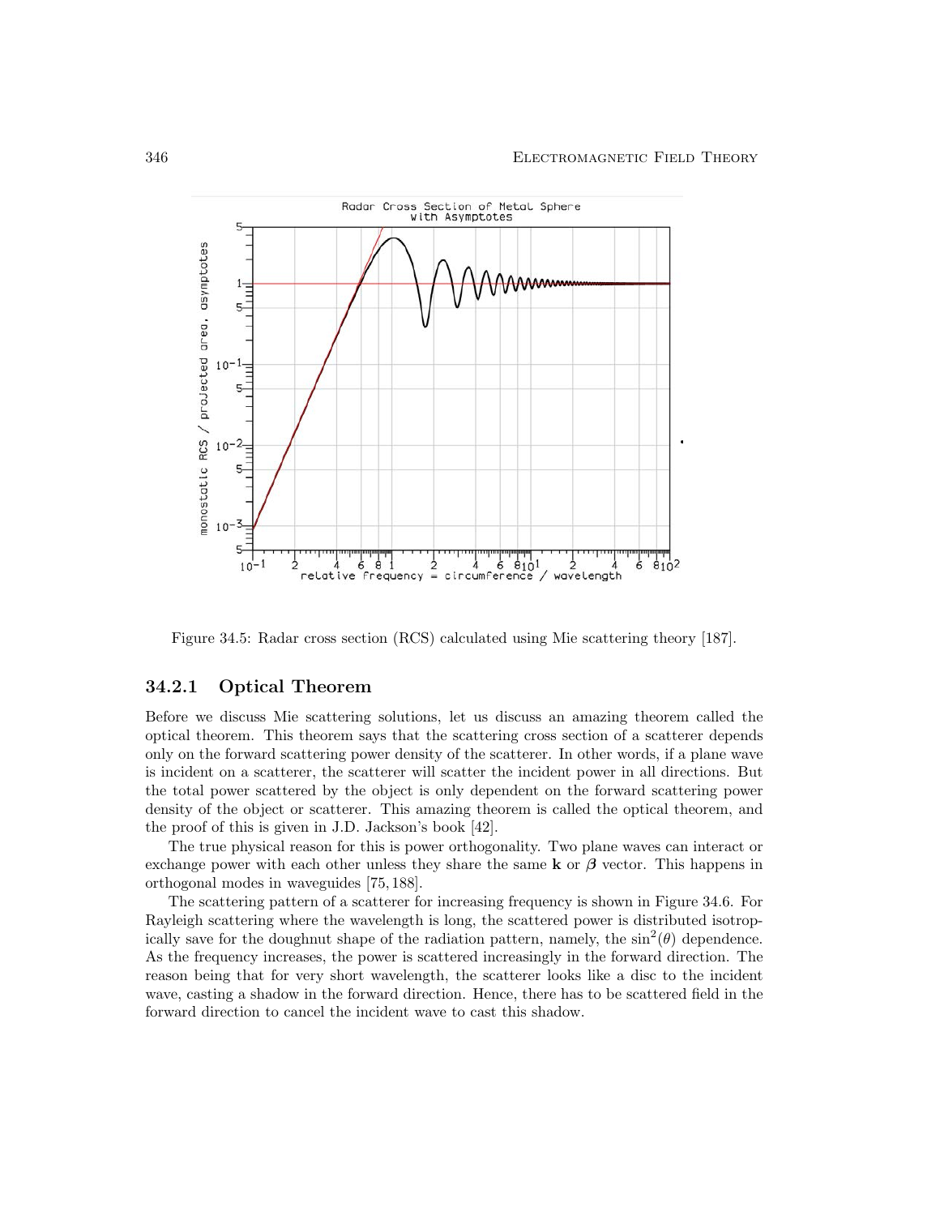Figure 34.5: Radar cross section (RCS) calculated using Mie scattering theory [187].

### 34.2.1 Optical Theorem

Before we discuss Mie scattering solutions, let us discuss an amazing theorem called the optical theorem. This theorem says that the scattering cross section of a scatterer depends only on the forward scattering power density of the scatterer. In other words, if a plane wave is incident on a scatterer, the scatterer will scatter the incident power in all directions. But the total power scattered by the object is only dependent on the forward scattering power density of the object or scatterer. This amazing theorem is called the optical theorem, and the proof of this is given in J.D. Jackson's book [42].

The true physical reason for this is power orthogonality. Two plane waves can interact or exchange power with each other unless they share the same $\mathbf{k}$ or $\boldsymbol{\beta}$ vector. This happens in orthogonal modes in waveguides [75, 188].

The scattering pattern of a scatterer for increasing frequency is shown in Figure 34.6. For Rayleigh scattering where the wavelength is long, the scattered power is distributed isotropically save for the doughnut shape of the radiation pattern, namely, the $\sin^2(\theta)$ dependence. As the frequency increases, the power is scattered increasingly in the forward direction. The reason being that for very short wavelength, the scatterer looks like a disc to the incident wave, casting a shadow in the forward direction. Hence, there has to be scattered field in the forward direction to cancel the incident wave to cast this shadow.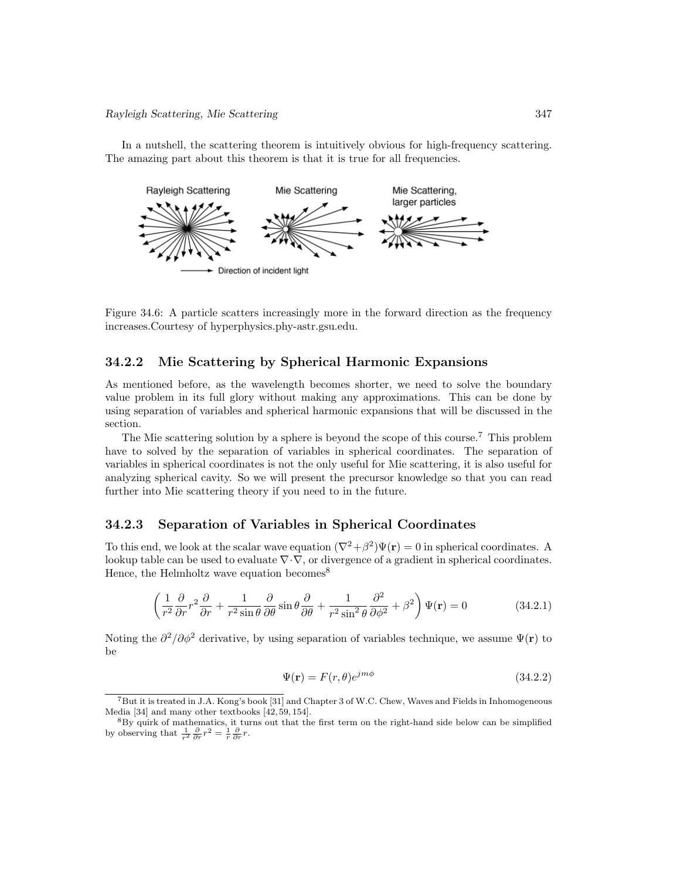In a nutshell, the scattering theorem is intuitively obvious for high-frequency scattering. The amazing part about this theorem is that it is true for all frequencies.

Figure 34.6: A particle scatters increasingly more in the forward direction as the frequency increases.Courtesy of hyperphysics.phy-astr.gsu.edu.

### 34.2.2 Mie Scattering by Spherical Harmonic Expansions

As mentioned before, as the wavelength becomes shorter, we need to solve the boundary value problem in its full glory without making any approximations. This can be done by using separation of variables and spherical harmonic expansions that will be discussed in the section.

The Mie scattering solution by a sphere is beyond the scope of this course.[7] This problem have to solved by the separation of variables in spherical coordinates. The separation of variables in spherical coordinates is not the only useful for Mie scattering, it is also useful for analyzing spherical cavity. So we will present the precursor knowledge so that you can read further into Mie scattering theory if you need to in the future.

### 34.2.3 Separation of Variables in Spherical Coordinates

To this end, we look at the scalar wave equation $(\nabla^2+\beta^2)\Psi(\mathbf{r}) = 0$ in spherical coordinates. A lookup table can be used to evaluate $\nabla\cdot\nabla$, or divergence of a gradient in spherical coordinates. Hence, the Helmholtz wave equation becomes[8]

$$\left( \frac{1}{r^2}\frac{\partial}{\partial r}r^2\frac{\partial}{\partial r} + \frac{1}{r^2\sin\theta}\frac{\partial}{\partial\theta}\sin\theta\frac{\partial}{\partial\theta} + \frac{1}{r^2\sin^2\theta}\frac{\partial^2}{\partial\phi^2} + \beta^2 \right)\Psi(\mathbf{r}) = 0 \tag{34.2.1}$$

Noting the $\partial^2/\partial\phi^2$ derivative, by using separation of variables technique, we assume $\Psi(\mathbf{r})$ to be

$$\Psi(\mathbf{r}) = F(r,\theta)e^{jm\phi} \tag{34.2.2}$$

[7] But it is treated in J.A. Kong's book [31] and Chapter 3 of W.C. Chew, Waves and Fields in Inhomogeneous Media [34] and many other textbooks [42, 59, 154].

[8] By quirk of mathematics, it turns out that the first term on the right-hand side below can be simplified by observing that $\frac{1}{r^2}\frac{\partial}{\partial r}r^2 = \frac{1}{r}\frac{\partial}{\partial r}r$.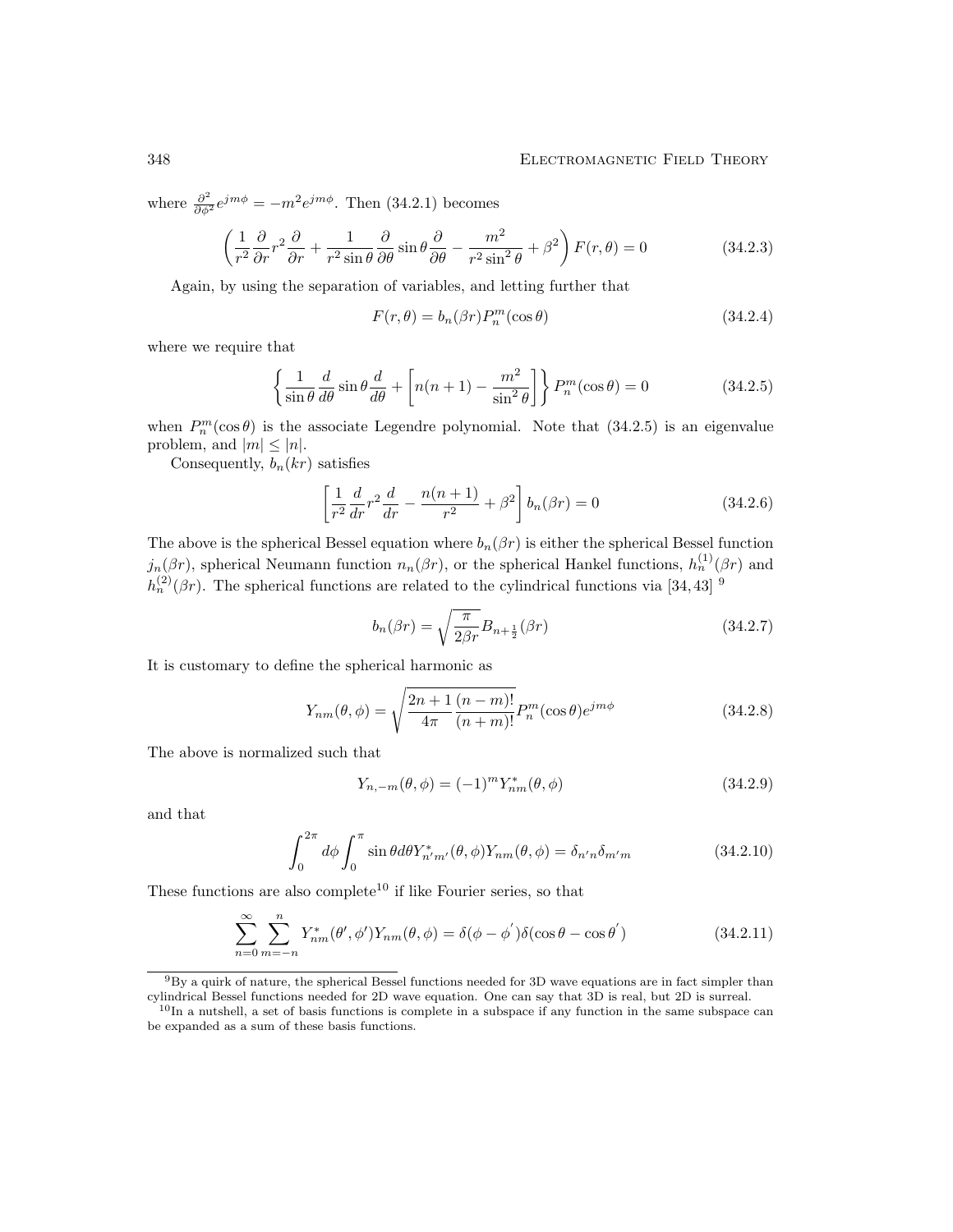where $\frac{\partial^2}{\partial \phi^2} e^{jm\phi} = -m^2 e^{jm\phi}$. Then (34.2.1) becomes

$$\left( \frac{1}{r^2} \frac{\partial}{\partial r} r^2 \frac{\partial}{\partial r} + \frac{1}{r^2 \sin\theta} \frac{\partial}{\partial \theta} \sin\theta \frac{\partial}{\partial \theta} - \frac{m^2}{r^2 \sin^2\theta} + \beta^2 \right) F(r,\theta) = 0 \tag{34.2.3}$$

Again, by using the separation of variables, and letting further that

$$F(r,\theta) = b_n(\beta r) P_n^m(\cos\theta) \tag{34.2.4}$$

where we require that

$$\left\{ \frac{1}{\sin\theta} \frac{d}{d\theta} \sin\theta \frac{d}{d\theta} + \left[ n(n+1) - \frac{m^2}{\sin^2\theta} \right] \right\} P_n^m(\cos\theta) = 0 \tag{34.2.5}$$

when $P_n^m(\cos\theta)$ is the associate Legendre polynomial. Note that (34.2.5) is an eigenvalue problem, and $|m| \leq |n|$.

Consequently, $b_n(kr)$ satisfies

$$\left[ \frac{1}{r^2} \frac{d}{dr} r^2 \frac{d}{dr} - \frac{n(n+1)}{r^2} + \beta^2 \right] b_n(\beta r) = 0 \tag{34.2.6}$$

The above is the spherical Bessel equation where $b_n(\beta r)$ is either the spherical Bessel function $j_n(\beta r)$, spherical Neumann function $n_n(\beta r)$, or the spherical Hankel functions, $h_n^{(1)}(\beta r)$ and $h_n^{(2)}(\beta r)$. The spherical functions are related to the cylindrical functions via [34, 43] [9]

$$b_n(\beta r) = \sqrt{\frac{\pi}{2\beta r}} B_{n+\frac{1}{2}}(\beta r) \tag{34.2.7}$$

It is customary to define the spherical harmonic as

$$Y_{nm}(\theta,\phi) = \sqrt{\frac{2n+1}{4\pi} \frac{(n-m)!}{(n+m)!}} P_n^m(\cos\theta) e^{jm\phi} \tag{34.2.8}$$

The above is normalized such that

$$Y_{n,-m}(\theta,\phi) = (-1)^m Y_{nm}^*(\theta,\phi) \tag{34.2.9}$$

and that

$$\int_0^{2\pi} d\phi \int_0^{\pi} \sin\theta d\theta Y_{n'm'}^*(\theta,\phi) Y_{nm}(\theta,\phi) = \delta_{n'n} \delta_{m'm} \tag{34.2.10}$$

These functions are also complete[10] if like Fourier series, so that

$$\sum_{n=0}^{\infty} \sum_{m=-n}^{n} Y_{nm}^*(\theta',\phi') Y_{nm}(\theta,\phi) = \delta(\phi - \phi') \delta(\cos\theta - \cos\theta') \tag{34.2.11}$$

[9] By a quirk of nature, the spherical Bessel functions needed for 3D wave equations are in fact simpler than cylindrical Bessel functions needed for 2D wave equation. One can say that 3D is real, but 2D is surreal.

[10] In a nutshell, a set of basis functions is complete in a subspace if any function in the same subspace can be expanded as a sum of these basis functions.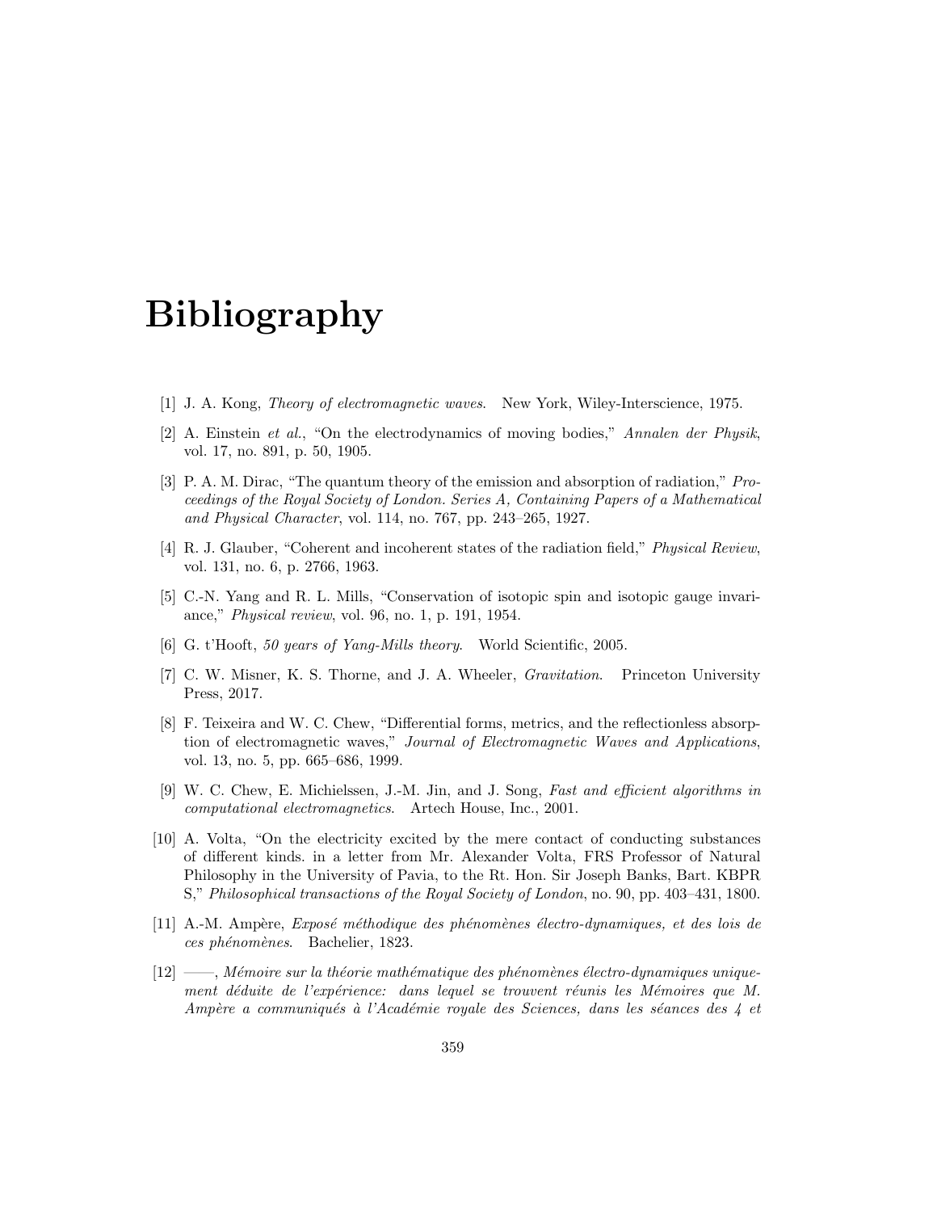# Bibliography

[1] J. A. Kong, *Theory of electromagnetic waves*. New York, Wiley-Interscience, 1975.

[2] A. Einstein *et al.*, "On the electrodynamics of moving bodies," *Annalen der Physik*, vol. 17, no. 891, p. 50, 1905.

[3] P. A. M. Dirac, "The quantum theory of the emission and absorption of radiation," *Proceedings of the Royal Society of London. Series A, Containing Papers of a Mathematical and Physical Character*, vol. 114, no. 767, pp. 243–265, 1927.

[4] R. J. Glauber, "Coherent and incoherent states of the radiation field," *Physical Review*, vol. 131, no. 6, p. 2766, 1963.

[5] C.-N. Yang and R. L. Mills, "Conservation of isotopic spin and isotopic gauge invariance," *Physical review*, vol. 96, no. 1, p. 191, 1954.

[6] G. t'Hooft, *50 years of Yang-Mills theory*. World Scientific, 2005.

[7] C. W. Misner, K. S. Thorne, and J. A. Wheeler, *Gravitation*. Princeton University Press, 2017.

[8] F. Teixeira and W. C. Chew, "Differential forms, metrics, and the reflectionless absorption of electromagnetic waves," *Journal of Electromagnetic Waves and Applications*, vol. 13, no. 5, pp. 665–686, 1999.

[9] W. C. Chew, E. Michielssen, J.-M. Jin, and J. Song, *Fast and efficient algorithms in computational electromagnetics*. Artech House, Inc., 2001.

[10] A. Volta, "On the electricity excited by the mere contact of conducting substances of different kinds. in a letter from Mr. Alexander Volta, FRS Professor of Natural Philosophy in the University of Pavia, to the Rt. Hon. Sir Joseph Banks, Bart. KBPR S," *Philosophical transactions of the Royal Society of London*, no. 90, pp. 403–431, 1800.

[11] A.-M. Ampère, *Exposé méthodique des phénomènes électro-dynamiques, et des lois de ces phénomènes*. Bachelier, 1823.

[12] ——, *Mémoire sur la théorie mathématique des phénomènes électro-dynamiques uniquement déduite de l'expérience: dans lequel se trouvent réunis les Mémoires que M. Ampère a communiqués à l'Académie royale des Sciences, dans les séances des 4 et*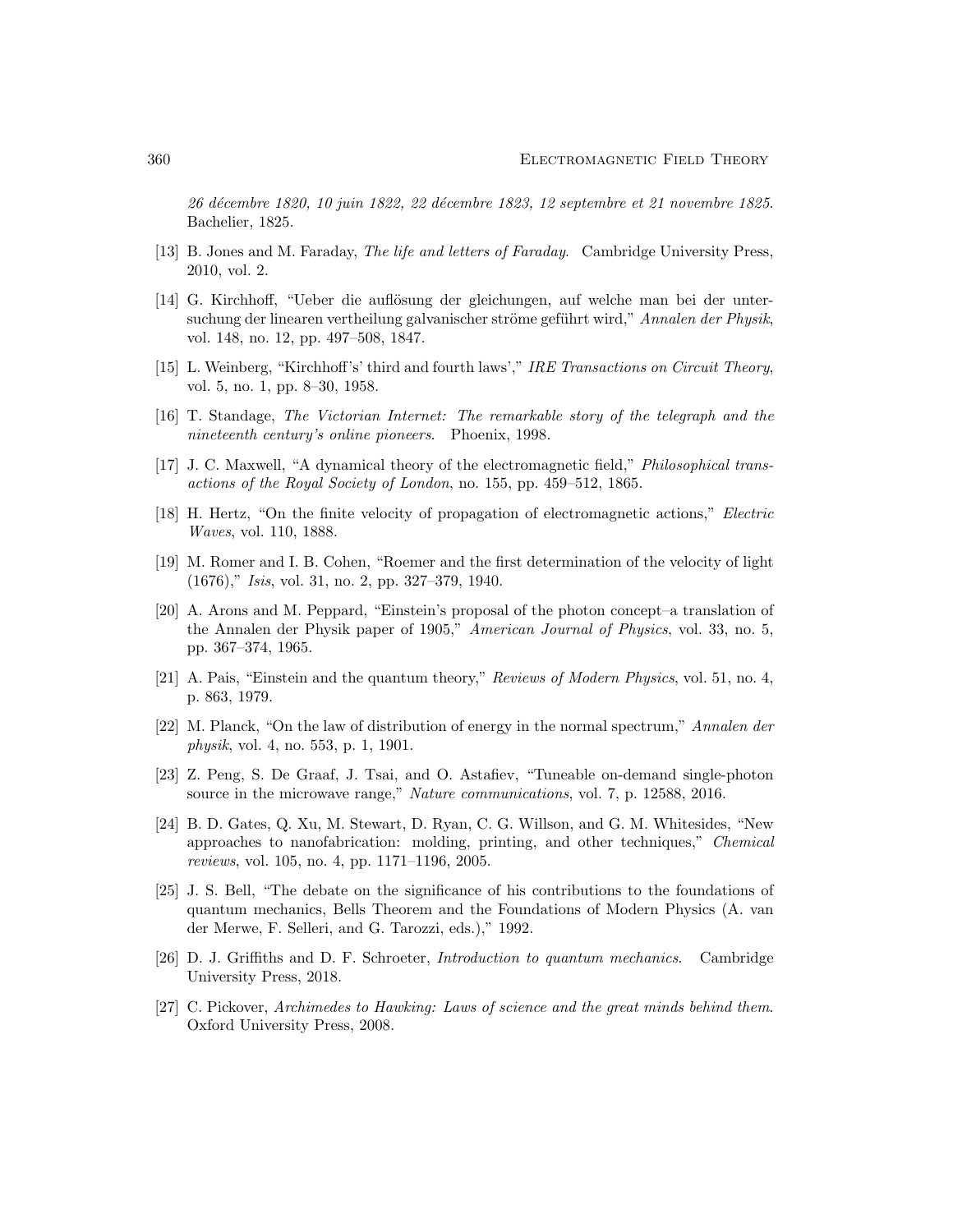*26 décembre 1820, 10 juin 1822, 22 décembre 1823, 12 septembre et 21 novembre 1825*. Bachelier, 1825.

[13] B. Jones and M. Faraday, *The life and letters of Faraday*. Cambridge University Press, 2010, vol. 2.

[14] G. Kirchhoff, "Ueber die auflösung der gleichungen, auf welche man bei der untersuchung der linearen vertheilung galvanischer ströme geführt wird," *Annalen der Physik*, vol. 148, no. 12, pp. 497–508, 1847.

[15] L. Weinberg, "Kirchhoff's' third and fourth laws'," *IRE Transactions on Circuit Theory*, vol. 5, no. 1, pp. 8–30, 1958.

[16] T. Standage, *The Victorian Internet: The remarkable story of the telegraph and the nineteenth century's online pioneers*. Phoenix, 1998.

[17] J. C. Maxwell, "A dynamical theory of the electromagnetic field," *Philosophical transactions of the Royal Society of London*, no. 155, pp. 459–512, 1865.

[18] H. Hertz, "On the finite velocity of propagation of electromagnetic actions," *Electric Waves*, vol. 110, 1888.

[19] M. Romer and I. B. Cohen, "Roemer and the first determination of the velocity of light (1676)," *Isis*, vol. 31, no. 2, pp. 327–379, 1940.

[20] A. Arons and M. Peppard, "Einstein's proposal of the photon concept–a translation of the Annalen der Physik paper of 1905," *American Journal of Physics*, vol. 33, no. 5, pp. 367–374, 1965.

[21] A. Pais, "Einstein and the quantum theory," *Reviews of Modern Physics*, vol. 51, no. 4, p. 863, 1979.

[22] M. Planck, "On the law of distribution of energy in the normal spectrum," *Annalen der physik*, vol. 4, no. 553, p. 1, 1901.

[23] Z. Peng, S. De Graaf, J. Tsai, and O. Astafiev, "Tuneable on-demand single-photon source in the microwave range," *Nature communications*, vol. 7, p. 12588, 2016.

[24] B. D. Gates, Q. Xu, M. Stewart, D. Ryan, C. G. Willson, and G. M. Whitesides, "New approaches to nanofabrication: molding, printing, and other techniques," *Chemical reviews*, vol. 105, no. 4, pp. 1171–1196, 2005.

[25] J. S. Bell, "The debate on the significance of his contributions to the foundations of quantum mechanics, Bells Theorem and the Foundations of Modern Physics (A. van der Merwe, F. Selleri, and G. Tarozzi, eds.)," 1992.

[26] D. J. Griffiths and D. F. Schroeter, *Introduction to quantum mechanics*. Cambridge University Press, 2018.

[27] C. Pickover, *Archimedes to Hawking: Laws of science and the great minds behind them*. Oxford University Press, 2008.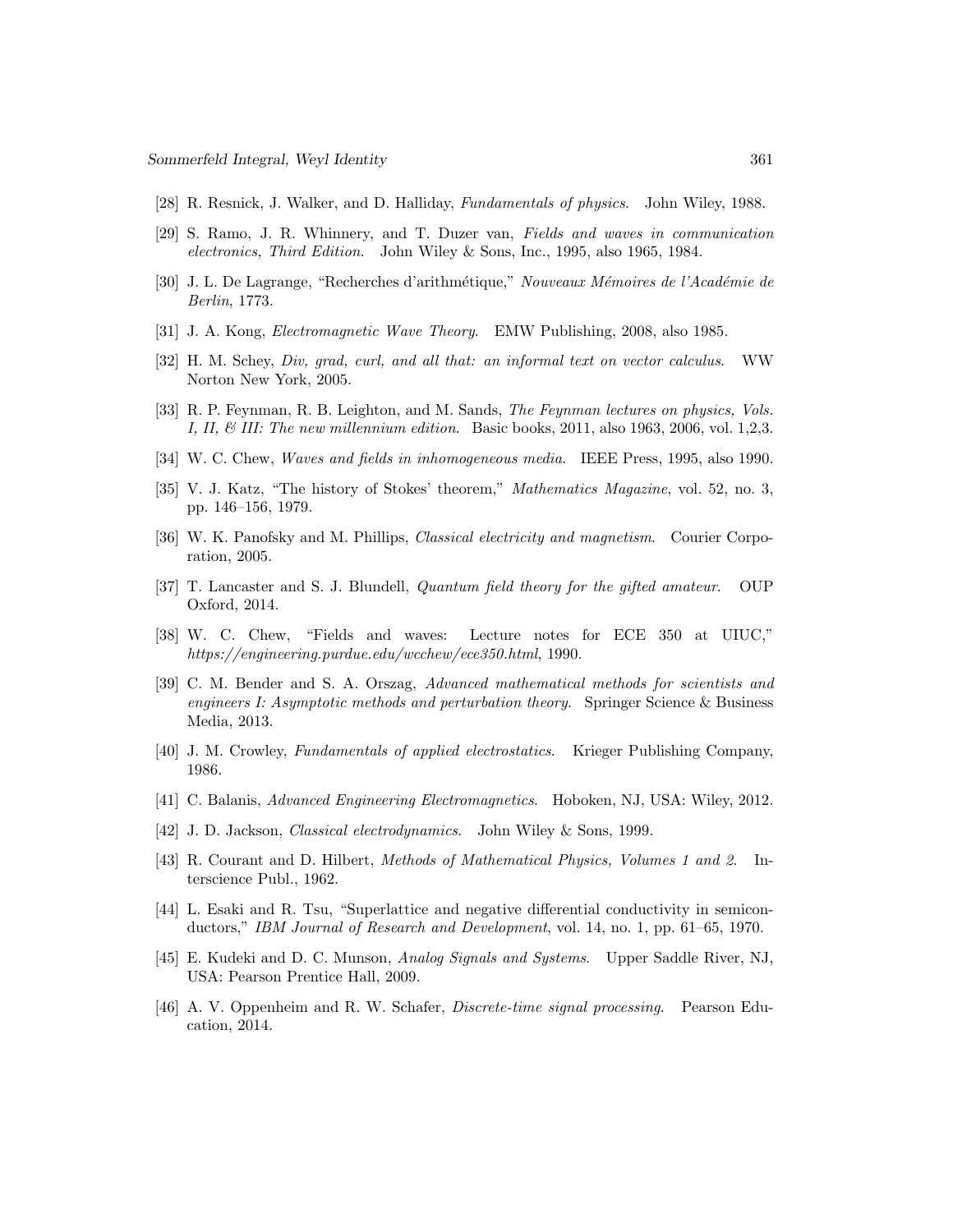[28] R. Resnick, J. Walker, and D. Halliday, *Fundamentals of physics*. John Wiley, 1988.

[29] S. Ramo, J. R. Whinnery, and T. Duzer van, *Fields and waves in communication electronics, Third Edition*. John Wiley & Sons, Inc., 1995, also 1965, 1984.

[30] J. L. De Lagrange, "Recherches d'arithmétique," *Nouveaux Mémoires de l'Académie de Berlin*, 1773.

[31] J. A. Kong, *Electromagnetic Wave Theory*. EMW Publishing, 2008, also 1985.

[32] H. M. Schey, *Div, grad, curl, and all that: an informal text on vector calculus*. WW Norton New York, 2005.

[33] R. P. Feynman, R. B. Leighton, and M. Sands, *The Feynman lectures on physics, Vols. I, II, & III: The new millennium edition*. Basic books, 2011, also 1963, 2006, vol. 1,2,3.

[34] W. C. Chew, *Waves and fields in inhomogeneous media*. IEEE Press, 1995, also 1990.

[35] V. J. Katz, "The history of Stokes' theorem," *Mathematics Magazine*, vol. 52, no. 3, pp. 146–156, 1979.

[36] W. K. Panofsky and M. Phillips, *Classical electricity and magnetism*. Courier Corporation, 2005.

[37] T. Lancaster and S. J. Blundell, *Quantum field theory for the gifted amateur*. OUP Oxford, 2014.

[38] W. C. Chew, "Fields and waves: Lecture notes for ECE 350 at UIUC," *https://engineering.purdue.edu/wcchew/ece350.html*, 1990.

[39] C. M. Bender and S. A. Orszag, *Advanced mathematical methods for scientists and engineers I: Asymptotic methods and perturbation theory*. Springer Science & Business Media, 2013.

[40] J. M. Crowley, *Fundamentals of applied electrostatics*. Krieger Publishing Company, 1986.

[41] C. Balanis, *Advanced Engineering Electromagnetics*. Hoboken, NJ, USA: Wiley, 2012.

[42] J. D. Jackson, *Classical electrodynamics*. John Wiley & Sons, 1999.

[43] R. Courant and D. Hilbert, *Methods of Mathematical Physics, Volumes 1 and 2*. Interscience Publ., 1962.

[44] L. Esaki and R. Tsu, "Superlattice and negative differential conductivity in semiconductors," *IBM Journal of Research and Development*, vol. 14, no. 1, pp. 61–65, 1970.

[45] E. Kudeki and D. C. Munson, *Analog Signals and Systems*. Upper Saddle River, NJ, USA: Pearson Prentice Hall, 2009.

[46] A. V. Oppenheim and R. W. Schafer, *Discrete-time signal processing*. Pearson Education, 2014.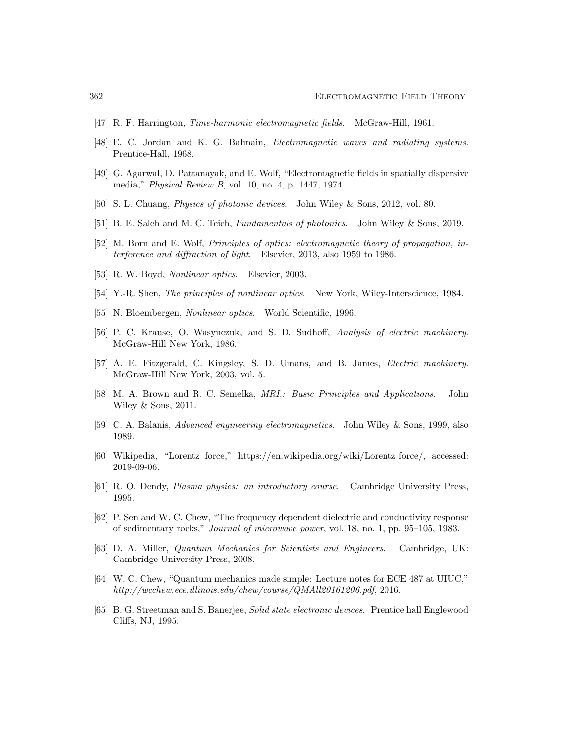[47] R. F. Harrington, *Time-harmonic electromagnetic fields*. McGraw-Hill, 1961.

[48] E. C. Jordan and K. G. Balmain, *Electromagnetic waves and radiating systems*. Prentice-Hall, 1968.

[49] G. Agarwal, D. Pattanayak, and E. Wolf, "Electromagnetic fields in spatially dispersive media," *Physical Review B*, vol. 10, no. 4, p. 1447, 1974.

[50] S. L. Chuang, *Physics of photonic devices*. John Wiley & Sons, 2012, vol. 80.

[51] B. E. Saleh and M. C. Teich, *Fundamentals of photonics*. John Wiley & Sons, 2019.

[52] M. Born and E. Wolf, *Principles of optics: electromagnetic theory of propagation, interference and diffraction of light*. Elsevier, 2013, also 1959 to 1986.

[53] R. W. Boyd, *Nonlinear optics*. Elsevier, 2003.

[54] Y.-R. Shen, *The principles of nonlinear optics*. New York, Wiley-Interscience, 1984.

[55] N. Bloembergen, *Nonlinear optics*. World Scientific, 1996.

[56] P. C. Krause, O. Wasynczuk, and S. D. Sudhoff, *Analysis of electric machinery*. McGraw-Hill New York, 1986.

[57] A. E. Fitzgerald, C. Kingsley, S. D. Umans, and B. James, *Electric machinery*. McGraw-Hill New York, 2003, vol. 5.

[58] M. A. Brown and R. C. Semelka, *MRI.: Basic Principles and Applications*. John Wiley & Sons, 2011.

[59] C. A. Balanis, *Advanced engineering electromagnetics*. John Wiley & Sons, 1999, also 1989.

[60] Wikipedia, "Lorentz force," https://en.wikipedia.org/wiki/Lorentz_force/, accessed: 2019-09-06.

[61] R. O. Dendy, *Plasma physics: an introductory course*. Cambridge University Press, 1995.

[62] P. Sen and W. C. Chew, "The frequency dependent dielectric and conductivity response of sedimentary rocks," *Journal of microwave power*, vol. 18, no. 1, pp. 95–105, 1983.

[63] D. A. Miller, *Quantum Mechanics for Scientists and Engineers*. Cambridge, UK: Cambridge University Press, 2008.

[64] W. C. Chew, "Quantum mechanics made simple: Lecture notes for ECE 487 at UIUC," *http://wcchew.ece.illinois.edu/chew/course/QMAll20161206.pdf*, 2016.

[65] B. G. Streetman and S. Banerjee, *Solid state electronic devices*. Prentice hall Englewood Cliffs, NJ, 1995.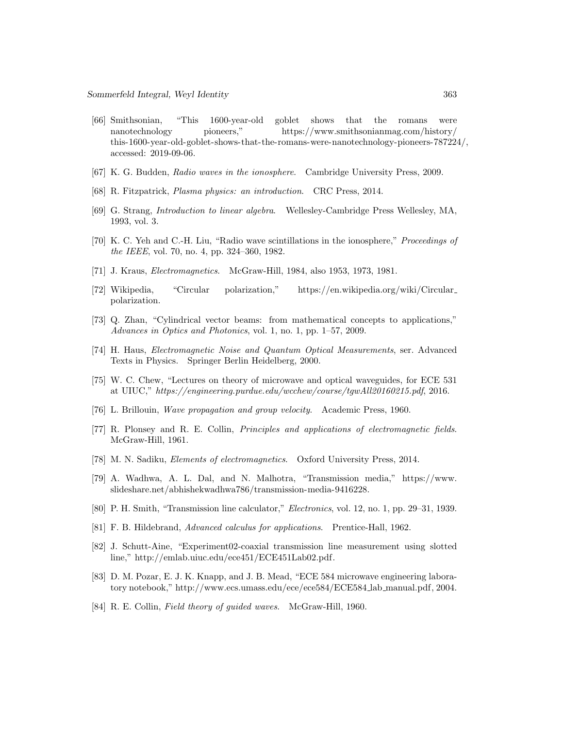[66] Smithsonian, "This 1600-year-old goblet shows that the romans were nanotechnology pioneers," https://www.smithsonianmag.com/history/this-1600-year-old-goblet-shows-that-the-romans-were-nanotechnology-pioneers-787224/, accessed: 2019-09-06.

[67] K. G. Budden, *Radio waves in the ionosphere*. Cambridge University Press, 2009.

[68] R. Fitzpatrick, *Plasma physics: an introduction*. CRC Press, 2014.

[69] G. Strang, *Introduction to linear algebra*. Wellesley-Cambridge Press Wellesley, MA, 1993, vol. 3.

[70] K. C. Yeh and C.-H. Liu, "Radio wave scintillations in the ionosphere," *Proceedings of the IEEE*, vol. 70, no. 4, pp. 324–360, 1982.

[71] J. Kraus, *Electromagnetics*. McGraw-Hill, 1984, also 1953, 1973, 1981.

[72] Wikipedia, "Circular polarization," https://en.wikipedia.org/wiki/Circular_polarization.

[73] Q. Zhan, "Cylindrical vector beams: from mathematical concepts to applications," *Advances in Optics and Photonics*, vol. 1, no. 1, pp. 1–57, 2009.

[74] H. Haus, *Electromagnetic Noise and Quantum Optical Measurements*, ser. Advanced Texts in Physics. Springer Berlin Heidelberg, 2000.

[75] W. C. Chew, "Lectures on theory of microwave and optical waveguides, for ECE 531 at UIUC," *https://engineering.purdue.edu/wcchew/course/tgwAll20160215.pdf*, 2016.

[76] L. Brillouin, *Wave propagation and group velocity*. Academic Press, 1960.

[77] R. Plonsey and R. E. Collin, *Principles and applications of electromagnetic fields*. McGraw-Hill, 1961.

[78] M. N. Sadiku, *Elements of electromagnetics*. Oxford University Press, 2014.

[79] A. Wadhwa, A. L. Dal, and N. Malhotra, "Transmission media," https://www.slideshare.net/abhishekwadhwa786/transmission-media-9416228.

[80] P. H. Smith, "Transmission line calculator," *Electronics*, vol. 12, no. 1, pp. 29–31, 1939.

[81] F. B. Hildebrand, *Advanced calculus for applications*. Prentice-Hall, 1962.

[82] J. Schutt-Aine, "Experiment02-coaxial transmission line measurement using slotted line," http://emlab.uiuc.edu/ece451/ECE451Lab02.pdf.

[83] D. M. Pozar, E. J. K. Knapp, and J. B. Mead, "ECE 584 microwave engineering laboratory notebook," http://www.ecs.umass.edu/ece/ece584/ECE584_lab_manual.pdf, 2004.

[84] R. E. Collin, *Field theory of guided waves*. McGraw-Hill, 1960.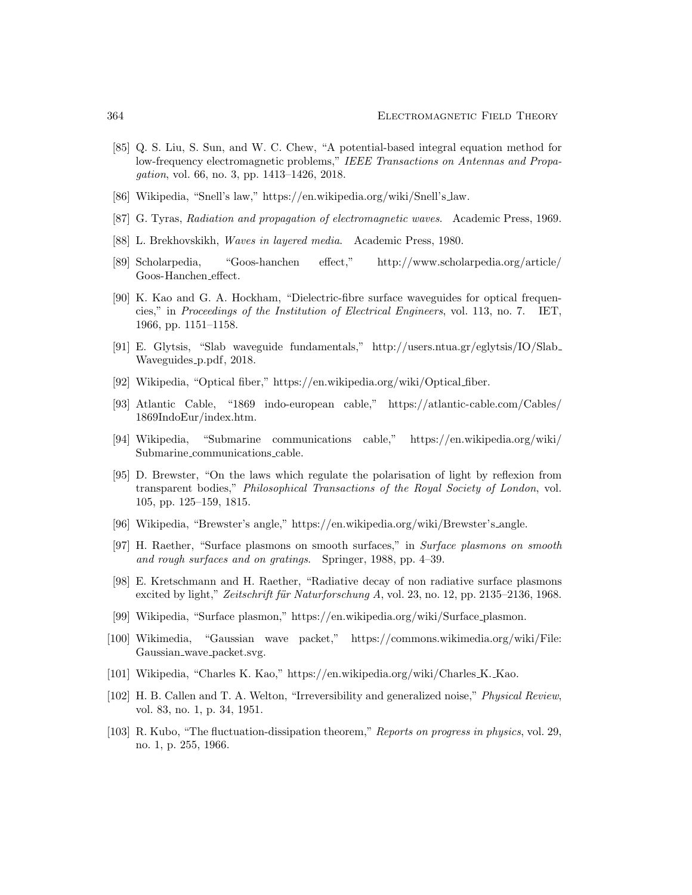[85] Q. S. Liu, S. Sun, and W. C. Chew, "A potential-based integral equation method for low-frequency electromagnetic problems," *IEEE Transactions on Antennas and Propagation*, vol. 66, no. 3, pp. 1413–1426, 2018.

[86] Wikipedia, "Snell's law," https://en.wikipedia.org/wiki/Snell's_law.

[87] G. Tyras, *Radiation and propagation of electromagnetic waves*. Academic Press, 1969.

[88] L. Brekhovskikh, *Waves in layered media*. Academic Press, 1980.

[89] Scholarpedia, "Goos-hanchen effect," http://www.scholarpedia.org/article/Goos-Hanchen_effect.

[90] K. Kao and G. A. Hockham, "Dielectric-fibre surface waveguides for optical frequencies," in *Proceedings of the Institution of Electrical Engineers*, vol. 113, no. 7. IET, 1966, pp. 1151–1158.

[91] E. Glytsis, "Slab waveguide fundamentals," http://users.ntua.gr/eglytsis/IO/Slab_Waveguides_p.pdf, 2018.

[92] Wikipedia, "Optical fiber," https://en.wikipedia.org/wiki/Optical_fiber.

[93] Atlantic Cable, "1869 indo-european cable," https://atlantic-cable.com/Cables/1869IndoEur/index.htm.

[94] Wikipedia, "Submarine communications cable," https://en.wikipedia.org/wiki/Submarine_communications_cable.

[95] D. Brewster, "On the laws which regulate the polarisation of light by reflexion from transparent bodies," *Philosophical Transactions of the Royal Society of London*, vol. 105, pp. 125–159, 1815.

[96] Wikipedia, "Brewster's angle," https://en.wikipedia.org/wiki/Brewster's_angle.

[97] H. Raether, "Surface plasmons on smooth surfaces," in *Surface plasmons on smooth and rough surfaces and on gratings*. Springer, 1988, pp. 4–39.

[98] E. Kretschmann and H. Raether, "Radiative decay of non radiative surface plasmons excited by light," *Zeitschrift für Naturforschung A*, vol. 23, no. 12, pp. 2135–2136, 1968.

[99] Wikipedia, "Surface plasmon," https://en.wikipedia.org/wiki/Surface_plasmon.

[100] Wikimedia, "Gaussian wave packet," https://commons.wikimedia.org/wiki/File:Gaussian_wave_packet.svg.

[101] Wikipedia, "Charles K. Kao," https://en.wikipedia.org/wiki/Charles_K._Kao.

[102] H. B. Callen and T. A. Welton, "Irreversibility and generalized noise," *Physical Review*, vol. 83, no. 1, p. 34, 1951.

[103] R. Kubo, "The fluctuation-dissipation theorem," *Reports on progress in physics*, vol. 29, no. 1, p. 255, 1966.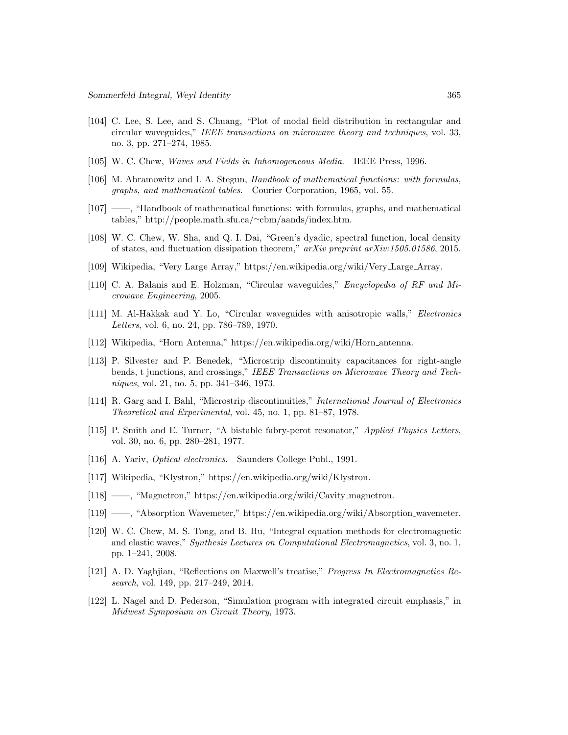[104] C. Lee, S. Lee, and S. Chuang, "Plot of modal field distribution in rectangular and circular waveguides," *IEEE transactions on microwave theory and techniques*, vol. 33, no. 3, pp. 271–274, 1985.

[105] W. C. Chew, *Waves and Fields in Inhomogeneous Media*. IEEE Press, 1996.

[106] M. Abramowitz and I. A. Stegun, *Handbook of mathematical functions: with formulas, graphs, and mathematical tables*. Courier Corporation, 1965, vol. 55.

[107] ——, "Handbook of mathematical functions: with formulas, graphs, and mathematical tables," http://people.math.sfu.ca/~cbm/aands/index.htm.

[108] W. C. Chew, W. Sha, and Q. I. Dai, "Green's dyadic, spectral function, local density of states, and fluctuation dissipation theorem," *arXiv preprint arXiv:1505.01586*, 2015.

[109] Wikipedia, "Very Large Array," https://en.wikipedia.org/wiki/Very_Large_Array.

[110] C. A. Balanis and E. Holzman, "Circular waveguides," *Encyclopedia of RF and Microwave Engineering*, 2005.

[111] M. Al-Hakkak and Y. Lo, "Circular waveguides with anisotropic walls," *Electronics Letters*, vol. 6, no. 24, pp. 786–789, 1970.

[112] Wikipedia, "Horn Antenna," https://en.wikipedia.org/wiki/Horn_antenna.

[113] P. Silvester and P. Benedek, "Microstrip discontinuity capacitances for right-angle bends, t junctions, and crossings," *IEEE Transactions on Microwave Theory and Techniques*, vol. 21, no. 5, pp. 341–346, 1973.

[114] R. Garg and I. Bahl, "Microstrip discontinuities," *International Journal of Electronics Theoretical and Experimental*, vol. 45, no. 1, pp. 81–87, 1978.

[115] P. Smith and E. Turner, "A bistable fabry-perot resonator," *Applied Physics Letters*, vol. 30, no. 6, pp. 280–281, 1977.

[116] A. Yariv, *Optical electronics*. Saunders College Publ., 1991.

[117] Wikipedia, "Klystron," https://en.wikipedia.org/wiki/Klystron.

[118] ——, "Magnetron," https://en.wikipedia.org/wiki/Cavity_magnetron.

[119] ——, "Absorption Wavemeter," https://en.wikipedia.org/wiki/Absorption_wavemeter.

[120] W. C. Chew, M. S. Tong, and B. Hu, "Integral equation methods for electromagnetic and elastic waves," *Synthesis Lectures on Computational Electromagnetics*, vol. 3, no. 1, pp. 1–241, 2008.

[121] A. D. Yaghjian, "Reflections on Maxwell's treatise," *Progress In Electromagnetics Research*, vol. 149, pp. 217–249, 2014.

[122] L. Nagel and D. Pederson, "Simulation program with integrated circuit emphasis," in *Midwest Symposium on Circuit Theory*, 1973.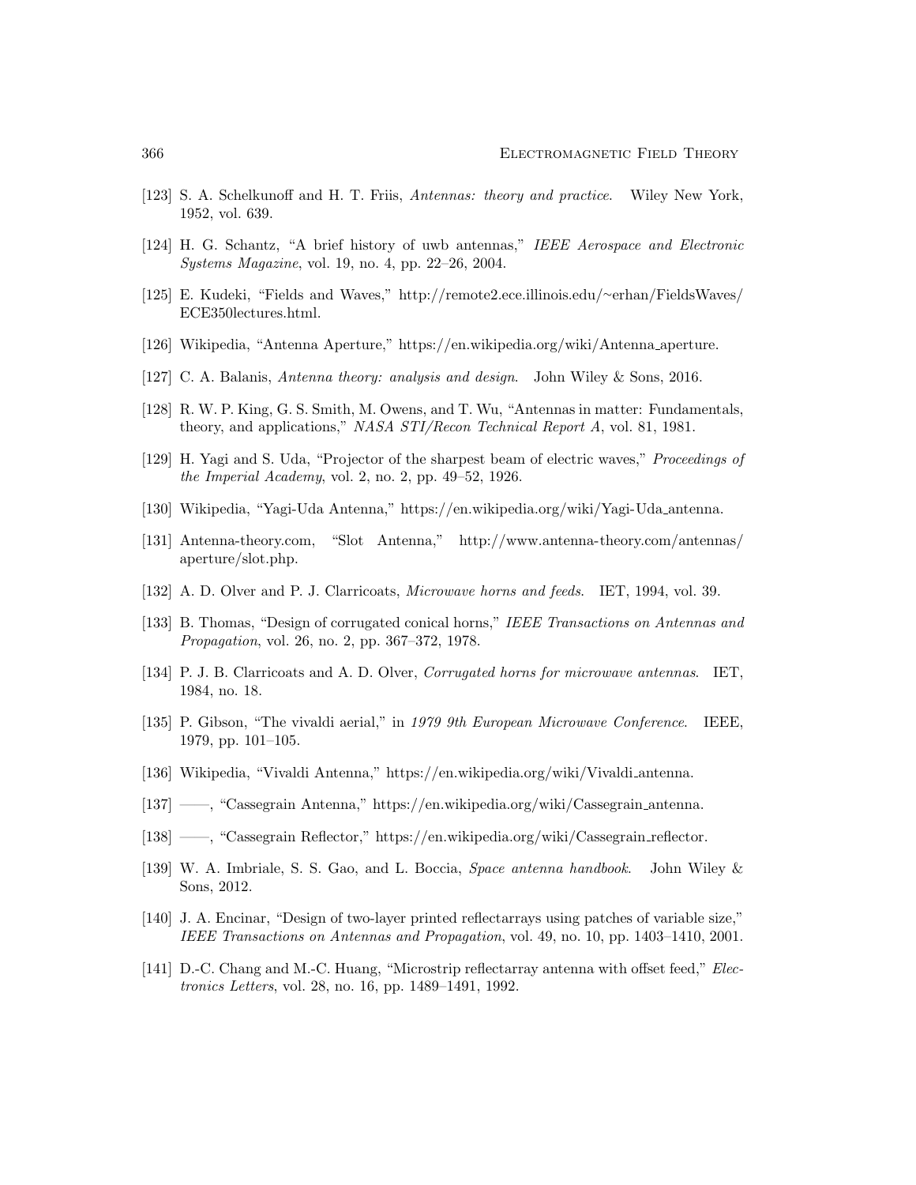[123] S. A. Schelkunoff and H. T. Friis, *Antennas: theory and practice*. Wiley New York, 1952, vol. 639.

[124] H. G. Schantz, "A brief history of uwb antennas," *IEEE Aerospace and Electronic Systems Magazine*, vol. 19, no. 4, pp. 22–26, 2004.

[125] E. Kudeki, "Fields and Waves," http://remote2.ece.illinois.edu/~erhan/FieldsWaves/ECE350lectures.html.

[126] Wikipedia, "Antenna Aperture," https://en.wikipedia.org/wiki/Antenna_aperture.

[127] C. A. Balanis, *Antenna theory: analysis and design*. John Wiley & Sons, 2016.

[128] R. W. P. King, G. S. Smith, M. Owens, and T. Wu, "Antennas in matter: Fundamentals, theory, and applications," *NASA STI/Recon Technical Report A*, vol. 81, 1981.

[129] H. Yagi and S. Uda, "Projector of the sharpest beam of electric waves," *Proceedings of the Imperial Academy*, vol. 2, no. 2, pp. 49–52, 1926.

[130] Wikipedia, "Yagi-Uda Antenna," https://en.wikipedia.org/wiki/Yagi-Uda_antenna.

[131] Antenna-theory.com, "Slot Antenna," http://www.antenna-theory.com/antennas/aperture/slot.php.

[132] A. D. Olver and P. J. Clarricoats, *Microwave horns and feeds*. IET, 1994, vol. 39.

[133] B. Thomas, "Design of corrugated conical horns," *IEEE Transactions on Antennas and Propagation*, vol. 26, no. 2, pp. 367–372, 1978.

[134] P. J. B. Clarricoats and A. D. Olver, *Corrugated horns for microwave antennas*. IET, 1984, no. 18.

[135] P. Gibson, "The vivaldi aerial," in *1979 9th European Microwave Conference*. IEEE, 1979, pp. 101–105.

[136] Wikipedia, "Vivaldi Antenna," https://en.wikipedia.org/wiki/Vivaldi_antenna.

[137] ——, "Cassegrain Antenna," https://en.wikipedia.org/wiki/Cassegrain_antenna.

[138] ——, "Cassegrain Reflector," https://en.wikipedia.org/wiki/Cassegrain_reflector.

[139] W. A. Imbriale, S. S. Gao, and L. Boccia, *Space antenna handbook*. John Wiley & Sons, 2012.

[140] J. A. Encinar, "Design of two-layer printed reflectarrays using patches of variable size," *IEEE Transactions on Antennas and Propagation*, vol. 49, no. 10, pp. 1403–1410, 2001.

[141] D.-C. Chang and M.-C. Huang, "Microstrip reflectarray antenna with offset feed," *Electronics Letters*, vol. 28, no. 16, pp. 1489–1491, 1992.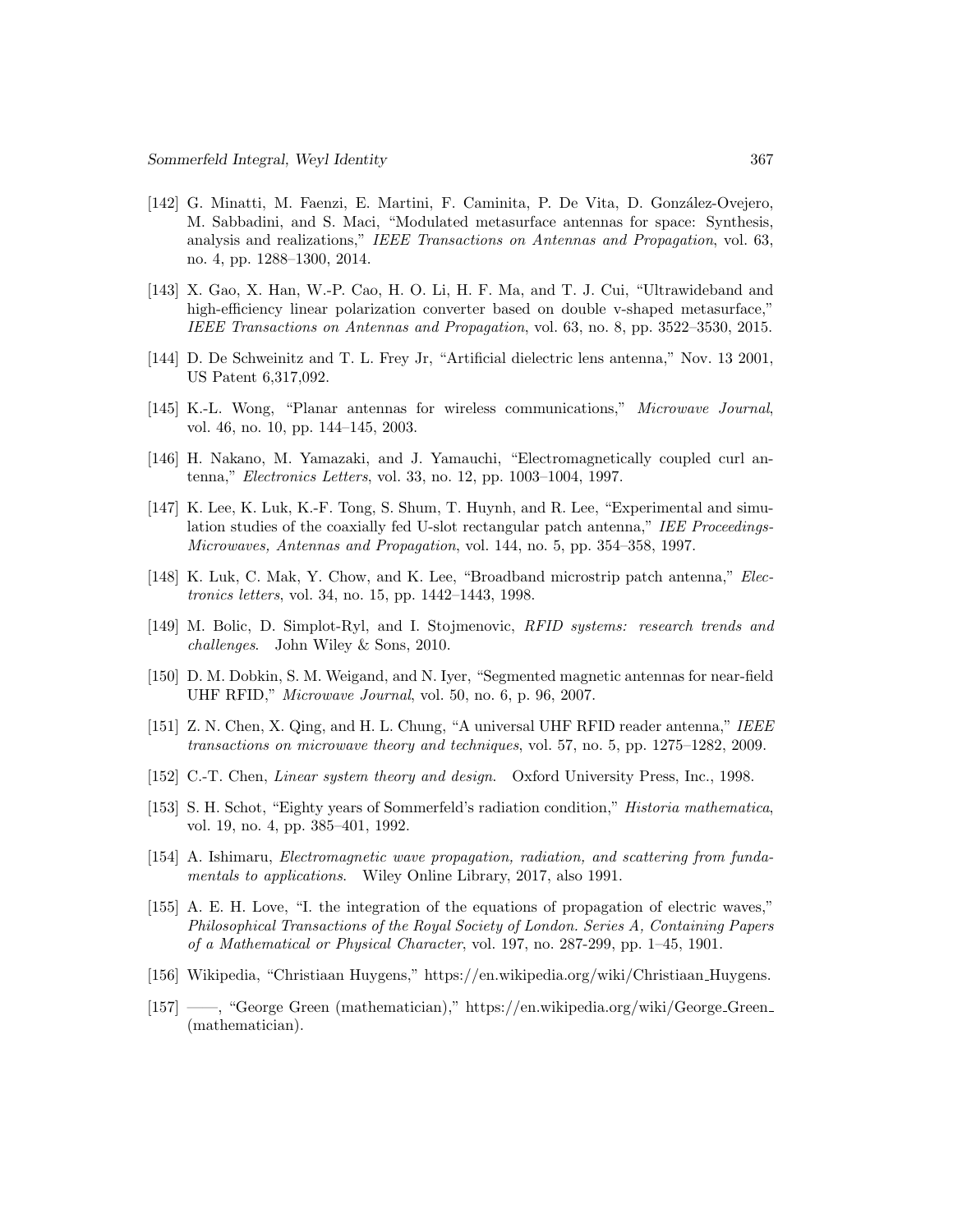[142] G. Minatti, M. Faenzi, E. Martini, F. Caminita, P. De Vita, D. González-Ovejero, M. Sabbadini, and S. Maci, "Modulated metasurface antennas for space: Synthesis, analysis and realizations," *IEEE Transactions on Antennas and Propagation*, vol. 63, no. 4, pp. 1288–1300, 2014.

[143] X. Gao, X. Han, W.-P. Cao, H. O. Li, H. F. Ma, and T. J. Cui, "Ultrawideband and high-efficiency linear polarization converter based on double v-shaped metasurface," *IEEE Transactions on Antennas and Propagation*, vol. 63, no. 8, pp. 3522–3530, 2015.

[144] D. De Schweinitz and T. L. Frey Jr, "Artificial dielectric lens antenna," Nov. 13 2001, US Patent 6,317,092.

[145] K.-L. Wong, "Planar antennas for wireless communications," *Microwave Journal*, vol. 46, no. 10, pp. 144–145, 2003.

[146] H. Nakano, M. Yamazaki, and J. Yamauchi, "Electromagnetically coupled curl antenna," *Electronics Letters*, vol. 33, no. 12, pp. 1003–1004, 1997.

[147] K. Lee, K. Luk, K.-F. Tong, S. Shum, T. Huynh, and R. Lee, "Experimental and simulation studies of the coaxially fed U-slot rectangular patch antenna," *IEE Proceedings-Microwaves, Antennas and Propagation*, vol. 144, no. 5, pp. 354–358, 1997.

[148] K. Luk, C. Mak, Y. Chow, and K. Lee, "Broadband microstrip patch antenna," *Electronics letters*, vol. 34, no. 15, pp. 1442–1443, 1998.

[149] M. Bolic, D. Simplot-Ryl, and I. Stojmenovic, *RFID systems: research trends and challenges*. John Wiley & Sons, 2010.

[150] D. M. Dobkin, S. M. Weigand, and N. Iyer, "Segmented magnetic antennas for near-field UHF RFID," *Microwave Journal*, vol. 50, no. 6, p. 96, 2007.

[151] Z. N. Chen, X. Qing, and H. L. Chung, "A universal UHF RFID reader antenna," *IEEE transactions on microwave theory and techniques*, vol. 57, no. 5, pp. 1275–1282, 2009.

[152] C.-T. Chen, *Linear system theory and design*. Oxford University Press, Inc., 1998.

[153] S. H. Schot, "Eighty years of Sommerfeld's radiation condition," *Historia mathematica*, vol. 19, no. 4, pp. 385–401, 1992.

[154] A. Ishimaru, *Electromagnetic wave propagation, radiation, and scattering from fundamentals to applications*. Wiley Online Library, 2017, also 1991.

[155] A. E. H. Love, "I. the integration of the equations of propagation of electric waves," *Philosophical Transactions of the Royal Society of London. Series A, Containing Papers of a Mathematical or Physical Character*, vol. 197, no. 287-299, pp. 1–45, 1901.

[156] Wikipedia, "Christiaan Huygens," https://en.wikipedia.org/wiki/Christiaan_Huygens.

[157] ——, "George Green (mathematician)," https://en.wikipedia.org/wiki/George_Green_(mathematician).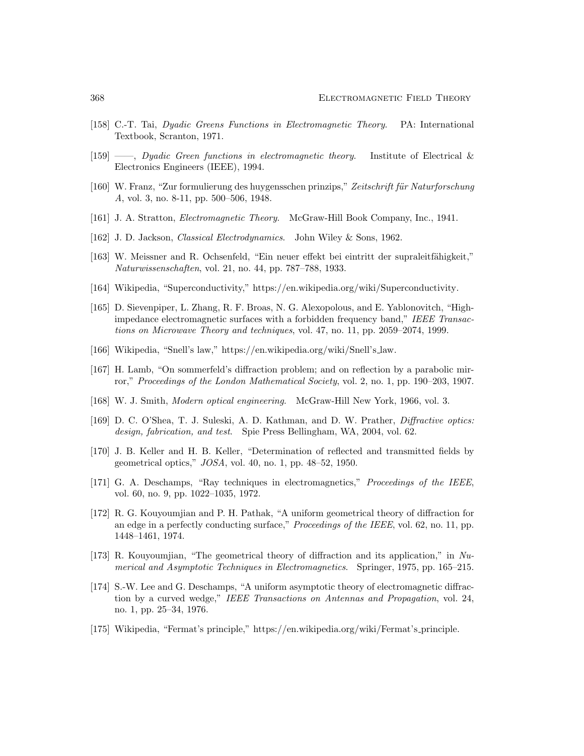[158] C.-T. Tai, *Dyadic Greens Functions in Electromagnetic Theory*. PA: International Textbook, Scranton, 1971.

[159] ——, *Dyadic Green functions in electromagnetic theory*. Institute of Electrical & Electronics Engineers (IEEE), 1994.

[160] W. Franz, "Zur formulierung des huygensschen prinzips," *Zeitschrift für Naturforschung A*, vol. 3, no. 8-11, pp. 500–506, 1948.

[161] J. A. Stratton, *Electromagnetic Theory*. McGraw-Hill Book Company, Inc., 1941.

[162] J. D. Jackson, *Classical Electrodynamics*. John Wiley & Sons, 1962.

[163] W. Meissner and R. Ochsenfeld, "Ein neuer effekt bei eintritt der supraleitfähigkeit," *Naturwissenschaften*, vol. 21, no. 44, pp. 787–788, 1933.

[164] Wikipedia, "Superconductivity," https://en.wikipedia.org/wiki/Superconductivity.

[165] D. Sievenpiper, L. Zhang, R. F. Broas, N. G. Alexopolous, and E. Yablonovitch, "High-impedance electromagnetic surfaces with a forbidden frequency band," *IEEE Transactions on Microwave Theory and techniques*, vol. 47, no. 11, pp. 2059–2074, 1999.

[166] Wikipedia, "Snell's law," https://en.wikipedia.org/wiki/Snell's_law.

[167] H. Lamb, "On sommerfeld's diffraction problem; and on reflection by a parabolic mirror," *Proceedings of the London Mathematical Society*, vol. 2, no. 1, pp. 190–203, 1907.

[168] W. J. Smith, *Modern optical engineering*. McGraw-Hill New York, 1966, vol. 3.

[169] D. C. O'Shea, T. J. Suleski, A. D. Kathman, and D. W. Prather, *Diffractive optics: design, fabrication, and test*. Spie Press Bellingham, WA, 2004, vol. 62.

[170] J. B. Keller and H. B. Keller, "Determination of reflected and transmitted fields by geometrical optics," *JOSA*, vol. 40, no. 1, pp. 48–52, 1950.

[171] G. A. Deschamps, "Ray techniques in electromagnetics," *Proceedings of the IEEE*, vol. 60, no. 9, pp. 1022–1035, 1972.

[172] R. G. Kouyoumjian and P. H. Pathak, "A uniform geometrical theory of diffraction for an edge in a perfectly conducting surface," *Proceedings of the IEEE*, vol. 62, no. 11, pp. 1448–1461, 1974.

[173] R. Kouyoumjian, "The geometrical theory of diffraction and its application," in *Numerical and Asymptotic Techniques in Electromagnetics*. Springer, 1975, pp. 165–215.

[174] S.-W. Lee and G. Deschamps, "A uniform asymptotic theory of electromagnetic diffraction by a curved wedge," *IEEE Transactions on Antennas and Propagation*, vol. 24, no. 1, pp. 25–34, 1976.

[175] Wikipedia, "Fermat's principle," https://en.wikipedia.org/wiki/Fermat's_principle.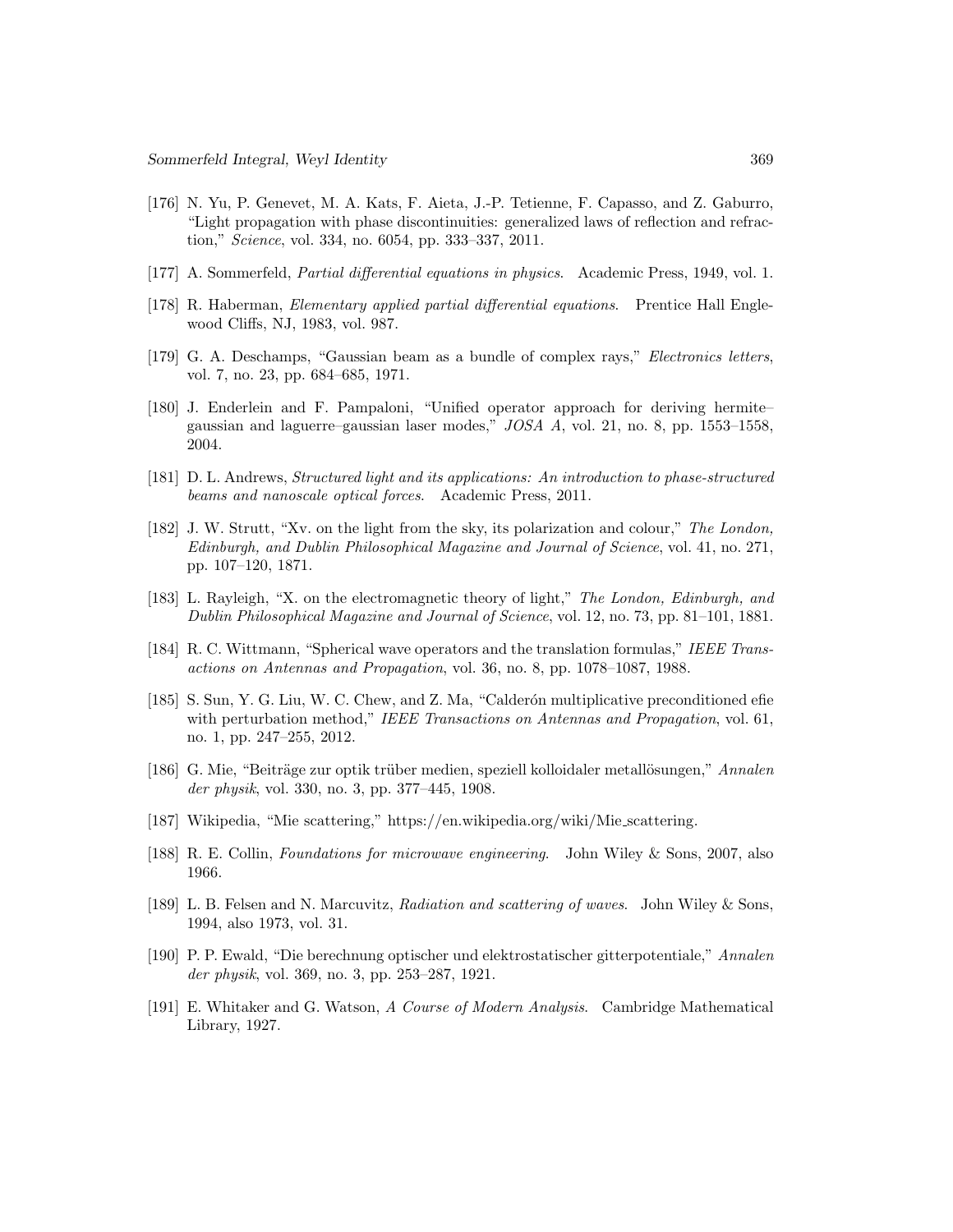[176] N. Yu, P. Genevet, M. A. Kats, F. Aieta, J.-P. Tetienne, F. Capasso, and Z. Gaburro, "Light propagation with phase discontinuities: generalized laws of reflection and refraction," *Science*, vol. 334, no. 6054, pp. 333–337, 2011.

[177] A. Sommerfeld, *Partial differential equations in physics*. Academic Press, 1949, vol. 1.

[178] R. Haberman, *Elementary applied partial differential equations*. Prentice Hall Englewood Cliffs, NJ, 1983, vol. 987.

[179] G. A. Deschamps, "Gaussian beam as a bundle of complex rays," *Electronics letters*, vol. 7, no. 23, pp. 684–685, 1971.

[180] J. Enderlein and F. Pampaloni, "Unified operator approach for deriving hermite–gaussian and laguerre–gaussian laser modes," *JOSA A*, vol. 21, no. 8, pp. 1553–1558, 2004.

[181] D. L. Andrews, *Structured light and its applications: An introduction to phase-structured beams and nanoscale optical forces*. Academic Press, 2011.

[182] J. W. Strutt, "Xv. on the light from the sky, its polarization and colour," *The London, Edinburgh, and Dublin Philosophical Magazine and Journal of Science*, vol. 41, no. 271, pp. 107–120, 1871.

[183] L. Rayleigh, "X. on the electromagnetic theory of light," *The London, Edinburgh, and Dublin Philosophical Magazine and Journal of Science*, vol. 12, no. 73, pp. 81–101, 1881.

[184] R. C. Wittmann, "Spherical wave operators and the translation formulas," *IEEE Transactions on Antennas and Propagation*, vol. 36, no. 8, pp. 1078–1087, 1988.

[185] S. Sun, Y. G. Liu, W. C. Chew, and Z. Ma, "Calderón multiplicative preconditioned efie with perturbation method," *IEEE Transactions on Antennas and Propagation*, vol. 61, no. 1, pp. 247–255, 2012.

[186] G. Mie, "Beiträge zur optik trüber medien, speziell kolloidaler metallösungen," *Annalen der physik*, vol. 330, no. 3, pp. 377–445, 1908.

[187] Wikipedia, "Mie scattering," https://en.wikipedia.org/wiki/Mie_scattering.

[188] R. E. Collin, *Foundations for microwave engineering*. John Wiley & Sons, 2007, also 1966.

[189] L. B. Felsen and N. Marcuvitz, *Radiation and scattering of waves*. John Wiley & Sons, 1994, also 1973, vol. 31.

[190] P. P. Ewald, "Die berechnung optischer und elektrostatischer gitterpotentiale," *Annalen der physik*, vol. 369, no. 3, pp. 253–287, 1921.

[191] E. Whitaker and G. Watson, *A Course of Modern Analysis*. Cambridge Mathematical Library, 1927.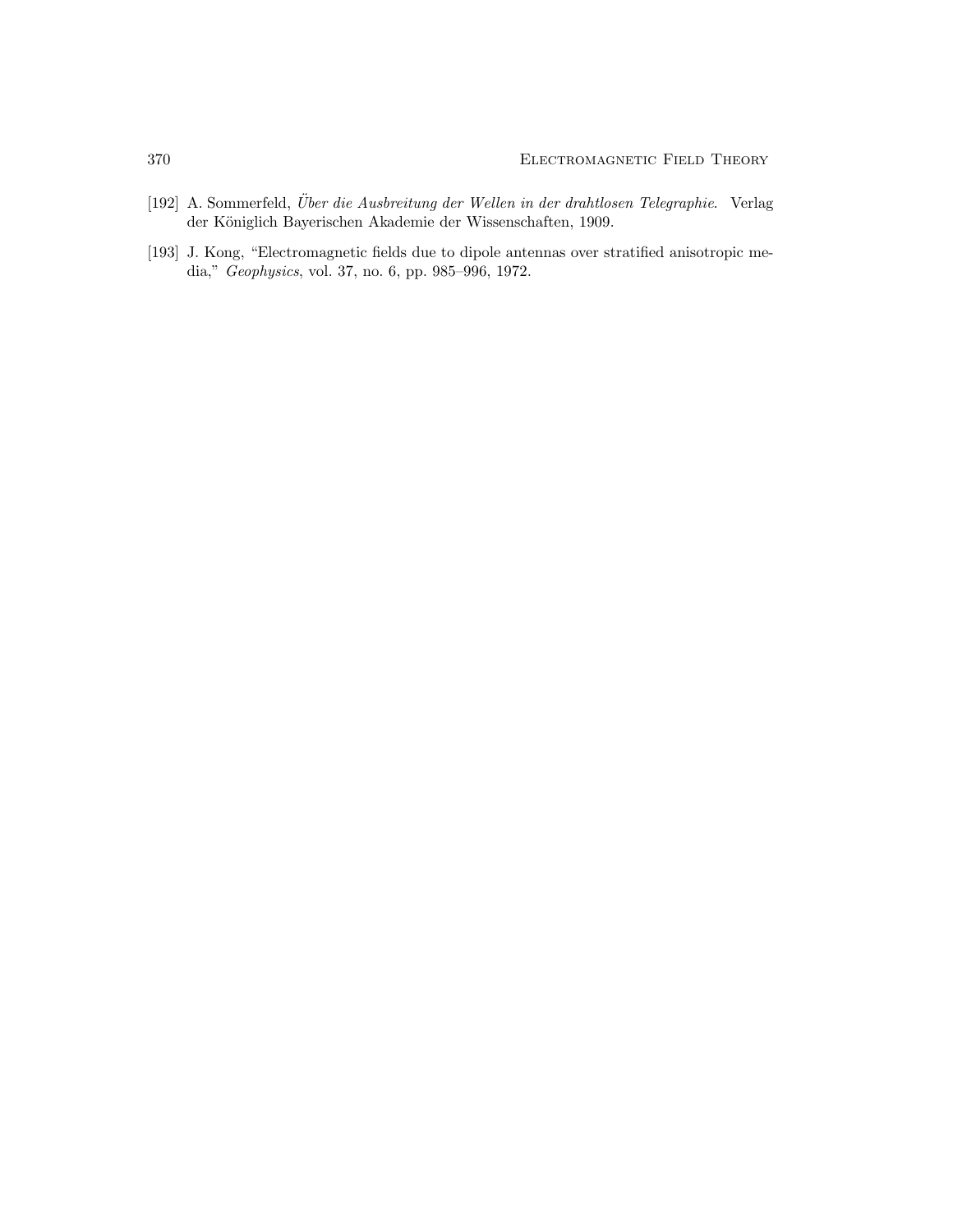[192] A. Sommerfeld, *Über die Ausbreitung der Wellen in der drahtlosen Telegraphie*. Verlag der Königlich Bayerischen Akademie der Wissenschaften, 1909.

[193] J. Kong, “Electromagnetic fields due to dipole antennas over stratified anisotropic media,” *Geophysics*, vol. 37, no. 6, pp. 985–996, 1972.